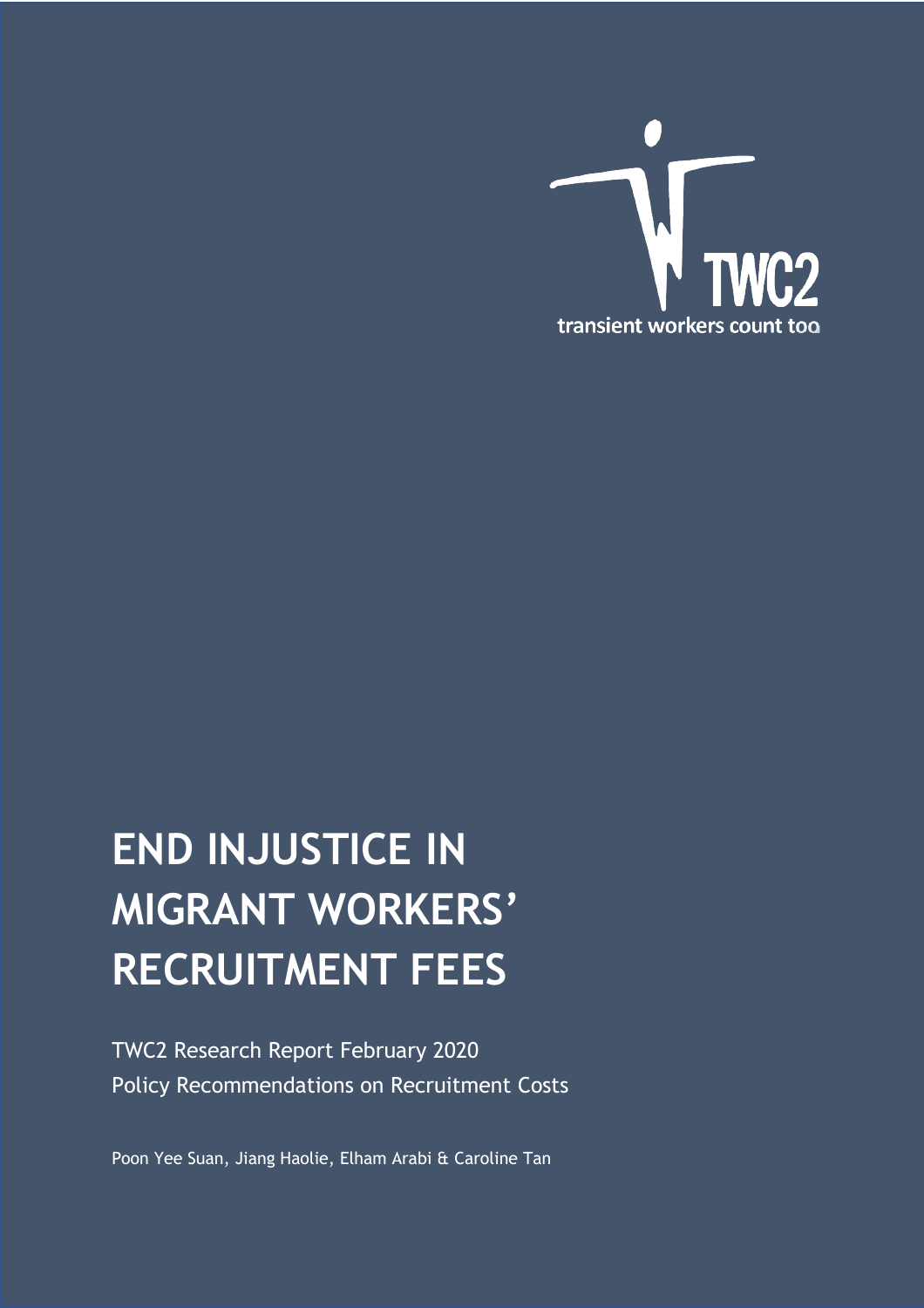TWC2

transient workers count too

# END INJUSTICE IN MIGRANT WORKERS' RECRUITMENT FEES

TWC2 Research Report February 2020

Policy Recommendations on Recruitment Costs

Poon Yee Suan, Jiang Haolie, Elham Arabi & Caroline Tan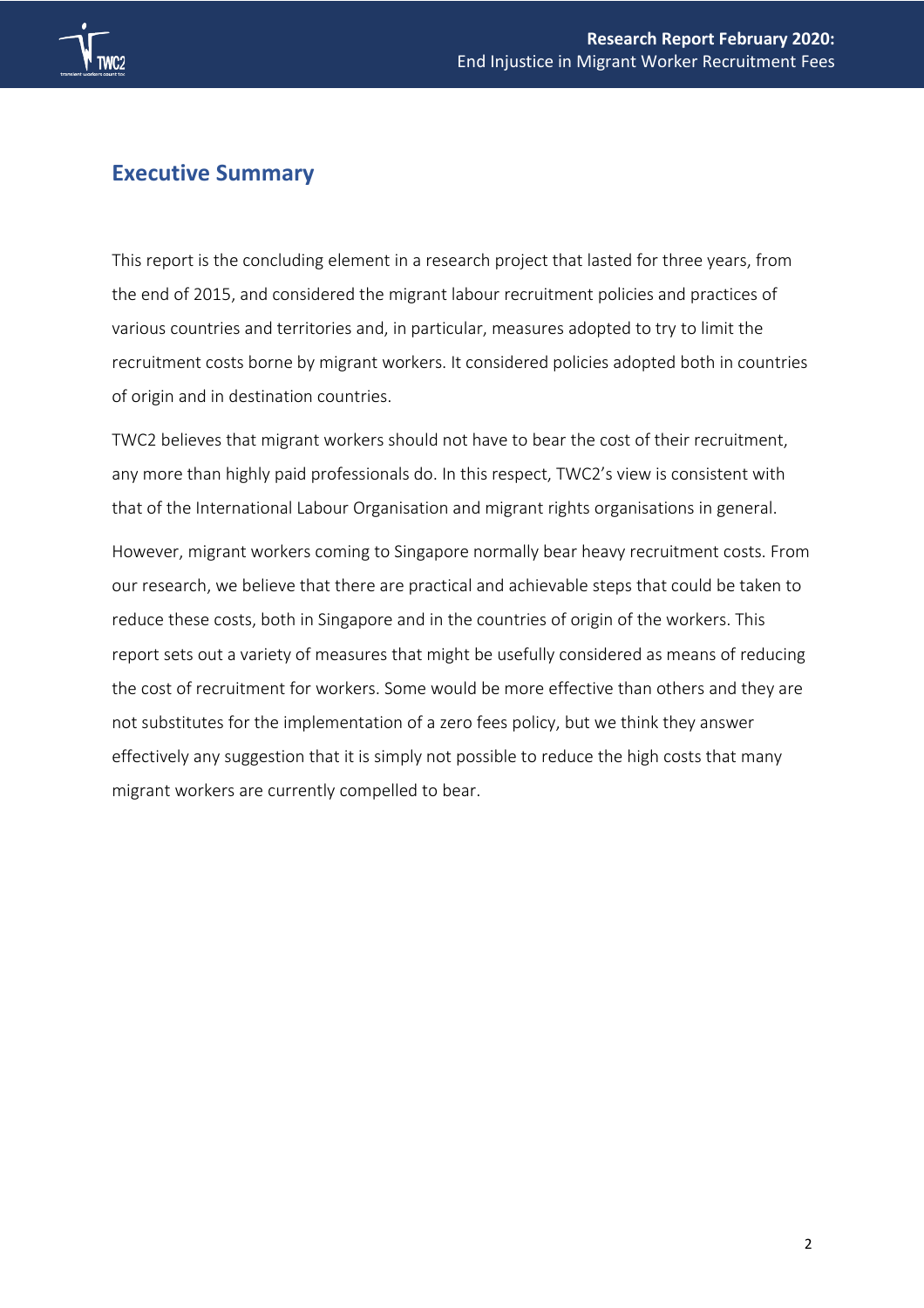## Executive Summary

This report is the concluding element in a research project that lasted for three years, from the end of 2015, and considered the migrant labour recruitment policies and practices of various countries and territories and, in particular, measures adopted to try to limit the recruitment costs borne by migrant workers. It considered policies adopted both in countries of origin and in destination countries.

TWC2 believes that migrant workers should not have to bear the cost of their recruitment, any more than highly paid professionals do. In this respect, TWC2's view is consistent with that of the International Labour Organisation and migrant rights organisations in general.

However, migrant workers coming to Singapore normally bear heavy recruitment costs. From our research, we believe that there are practical and achievable steps that could be taken to reduce these costs, both in Singapore and in the countries of origin of the workers. This report sets out a variety of measures that might be usefully considered as means of reducing the cost of recruitment for workers. Some would be more effective than others and they are not substitutes for the implementation of a zero fees policy, but we think they answer effectively any suggestion that it is simply not possible to reduce the high costs that many migrant workers are currently compelled to bear.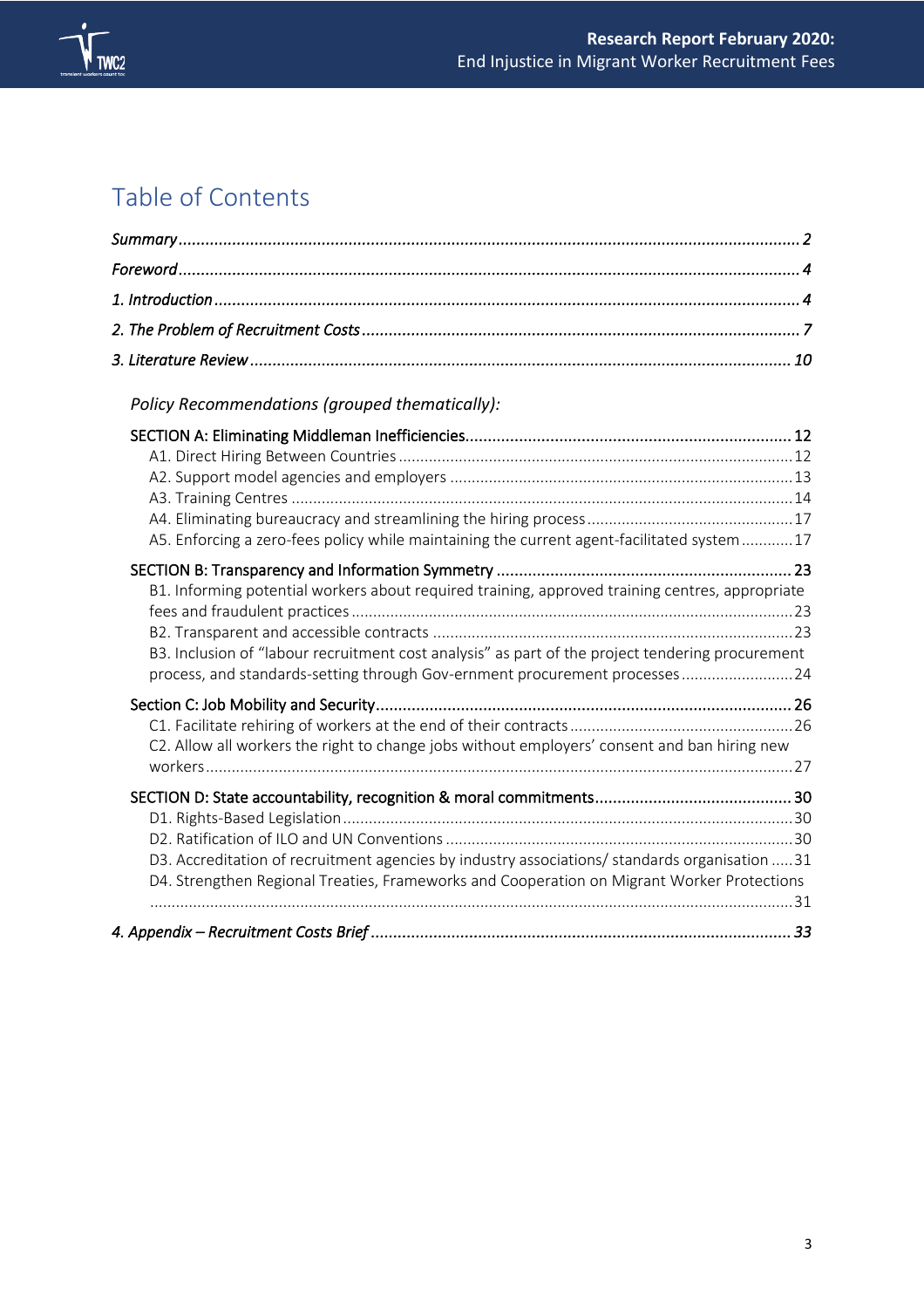# Table of Contents

*Summary* ... *2*

*Foreword* ... *4*

*1. Introduction* ... *4*

*2. The Problem of Recruitment Costs* ... *7*

*3. Literature Review* ... *10*

*Policy Recommendations (grouped thematically):*

SECTION A: Eliminating Middleman Inefficiencies ... 12
- A1. Direct Hiring Between Countries ... 12
- A2. Support model agencies and employers ... 13
- A3. Training Centres ... 14
- A4. Eliminating bureaucracy and streamlining the hiring process ... 17
- A5. Enforcing a zero-fees policy while maintaining the current agent-facilitated system ... 17

SECTION B: Transparency and Information Symmetry ... 23
- B1. Informing potential workers about required training, approved training centres, appropriate fees and fraudulent practices ... 23
- B2. Transparent and accessible contracts ... 23
- B3. Inclusion of "labour recruitment cost analysis" as part of the project tendering procurement process, and standards-setting through Gov-ernment procurement processes ... 24

Section C: Job Mobility and Security ... 26
- C1. Facilitate rehiring of workers at the end of their contracts ... 26
- C2. Allow all workers the right to change jobs without employers' consent and ban hiring new workers ... 27

SECTION D: State accountability, recognition & moral commitments ... 30
- D1. Rights-Based Legislation ... 30
- D2. Ratification of ILO and UN Conventions ... 30
- D3. Accreditation of recruitment agencies by industry associations/ standards organisation ... 31
- D4. Strengthen Regional Treaties, Frameworks and Cooperation on Migrant Worker Protections ... 31

*4. Appendix – Recruitment Costs Brief* ... *33*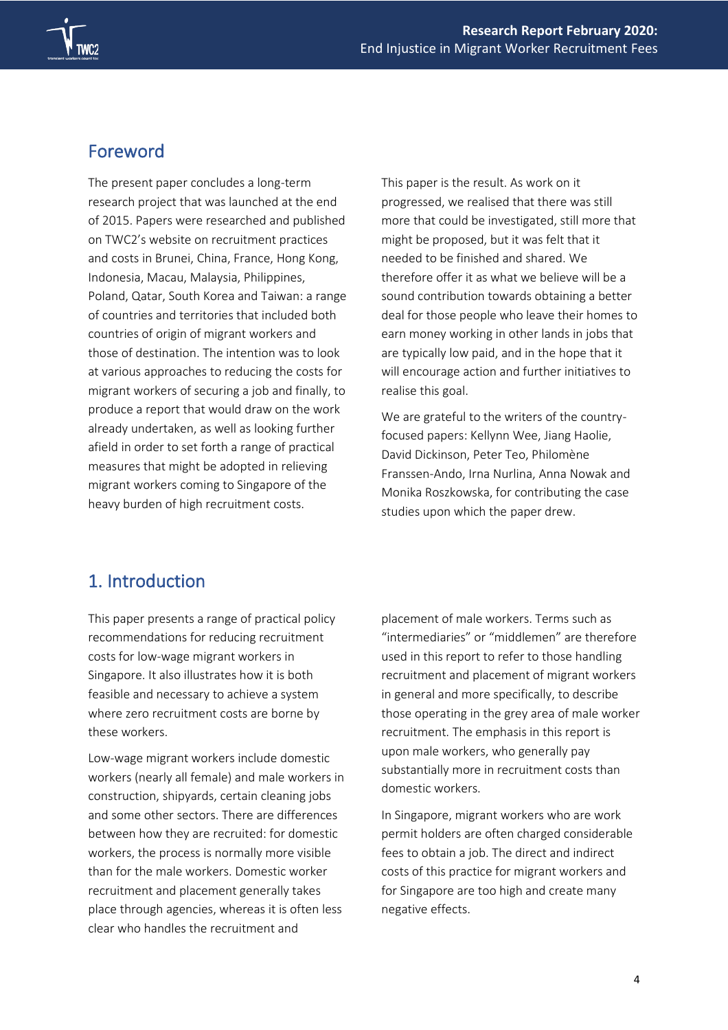## Foreword

The present paper concludes a long-term research project that was launched at the end of 2015. Papers were researched and published on TWC2's website on recruitment practices and costs in Brunei, China, France, Hong Kong, Indonesia, Macau, Malaysia, Philippines, Poland, Qatar, South Korea and Taiwan: a range of countries and territories that included both countries of origin of migrant workers and those of destination. The intention was to look at various approaches to reducing the costs for migrant workers of securing a job and finally, to produce a report that would draw on the work already undertaken, as well as looking further afield in order to set forth a range of practical measures that might be adopted in relieving migrant workers coming to Singapore of the heavy burden of high recruitment costs.

This paper is the result. As work on it progressed, we realised that there was still more that could be investigated, still more that might be proposed, but it was felt that it needed to be finished and shared. We therefore offer it as what we believe will be a sound contribution towards obtaining a better deal for those people who leave their homes to earn money working in other lands in jobs that are typically low paid, and in the hope that it will encourage action and further initiatives to realise this goal.

We are grateful to the writers of the country-focused papers: Kellynn Wee, Jiang Haolie, David Dickinson, Peter Teo, Philomène Franssen-Ando, Irna Nurlina, Anna Nowak and Monika Roszkowska, for contributing the case studies upon which the paper drew.

## 1. Introduction

This paper presents a range of practical policy recommendations for reducing recruitment costs for low-wage migrant workers in Singapore. It also illustrates how it is both feasible and necessary to achieve a system where zero recruitment costs are borne by these workers.

Low-wage migrant workers include domestic workers (nearly all female) and male workers in construction, shipyards, certain cleaning jobs and some other sectors. There are differences between how they are recruited: for domestic workers, the process is normally more visible than for the male workers. Domestic worker recruitment and placement generally takes place through agencies, whereas it is often less clear who handles the recruitment and placement of male workers. Terms such as "intermediaries" or "middlemen" are therefore used in this report to refer to those handling recruitment and placement of migrant workers in general and more specifically, to describe those operating in the grey area of male worker recruitment. The emphasis in this report is upon male workers, who generally pay substantially more in recruitment costs than domestic workers.

In Singapore, migrant workers who are work permit holders are often charged considerable fees to obtain a job. The direct and indirect costs of this practice for migrant workers and for Singapore are too high and create many negative effects.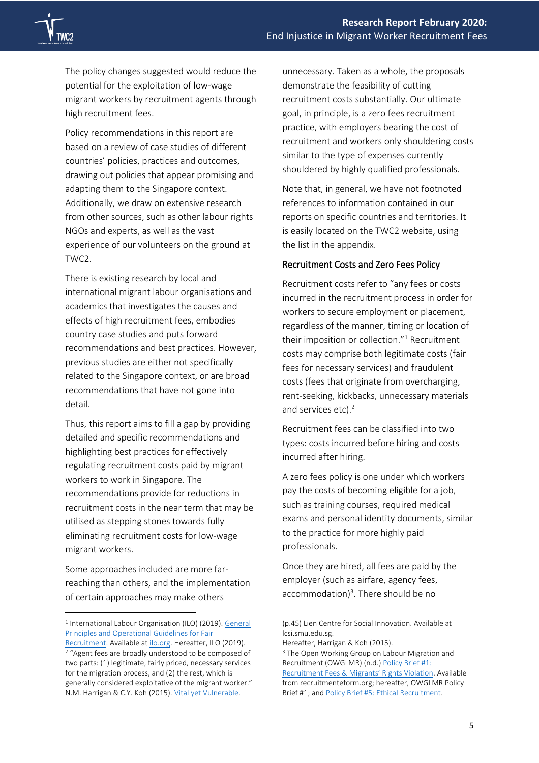The policy changes suggested would reduce the potential for the exploitation of low-wage migrant workers by recruitment agents through high recruitment fees.

Policy recommendations in this report are based on a review of case studies of different countries' policies, practices and outcomes, drawing out policies that appear promising and adapting them to the Singapore context. Additionally, we draw on extensive research from other sources, such as other labour rights NGOs and experts, as well as the vast experience of our volunteers on the ground at TWC2.

There is existing research by local and international migrant labour organisations and academics that investigates the causes and effects of high recruitment fees, embodies country case studies and puts forward recommendations and best practices. However, previous studies are either not specifically related to the Singapore context, or are broad recommendations that have not gone into detail.

Thus, this report aims to fill a gap by providing detailed and specific recommendations and highlighting best practices for effectively regulating recruitment costs paid by migrant workers to work in Singapore. The recommendations provide for reductions in recruitment costs in the near term that may be utilised as stepping stones towards fully eliminating recruitment costs for low-wage migrant workers.

Some approaches included are more far-reaching than others, and the implementation of certain approaches may make others unnecessary. Taken as a whole, the proposals demonstrate the feasibility of cutting recruitment costs substantially. Our ultimate goal, in principle, is a zero fees recruitment practice, with employers bearing the cost of recruitment and workers only shouldering costs similar to the type of expenses currently shouldered by highly qualified professionals.

Note that, in general, we have not footnoted references to information contained in our reports on specific countries and territories. It is easily located on the TWC2 website, using the list in the appendix.

### Recruitment Costs and Zero Fees Policy

Recruitment costs refer to "any fees or costs incurred in the recruitment process in order for workers to secure employment or placement, regardless of the manner, timing or location of their imposition or collection."[1] Recruitment costs may comprise both legitimate costs (fair fees for necessary services) and fraudulent costs (fees that originate from overcharging, rent-seeking, kickbacks, unnecessary materials and services etc).[2]

Recruitment fees can be classified into two types: costs incurred before hiring and costs incurred after hiring.

A zero fees policy is one under which workers pay the costs of becoming eligible for a job, such as training courses, required medical exams and personal identity documents, similar to the practice for more highly paid professionals.

Once they are hired, all fees are paid by the employer (such as airfare, agency fees, accommodation)[3]. There should be no

---

[1] International Labour Organisation (ILO) (2019). General Principles and Operational Guidelines for Fair Recruitment. Available at ilo.org. Hereafter, ILO (2019).

[2] "Agent fees are broadly understood to be composed of two parts: (1) legitimate, fairly priced, necessary services for the migration process, and (2) the rest, which is generally considered exploitative of the migrant worker." N.M. Harrigan & C.Y. Koh (2015). Vital yet Vulnerable. (p.45) Lien Centre for Social Innovation. Available at lcsi.smu.edu.sg. Hereafter, Harrigan & Koh (2015).

[3] The Open Working Group on Labour Migration and Recruitment (OWGLMR) (n.d.) Policy Brief #1: Recruitment Fees & Migrants' Rights Violation. Available from recruitmenteform.org; hereafter, OWGLMR Policy Brief #1; and Policy Brief #5: Ethical Recruitment.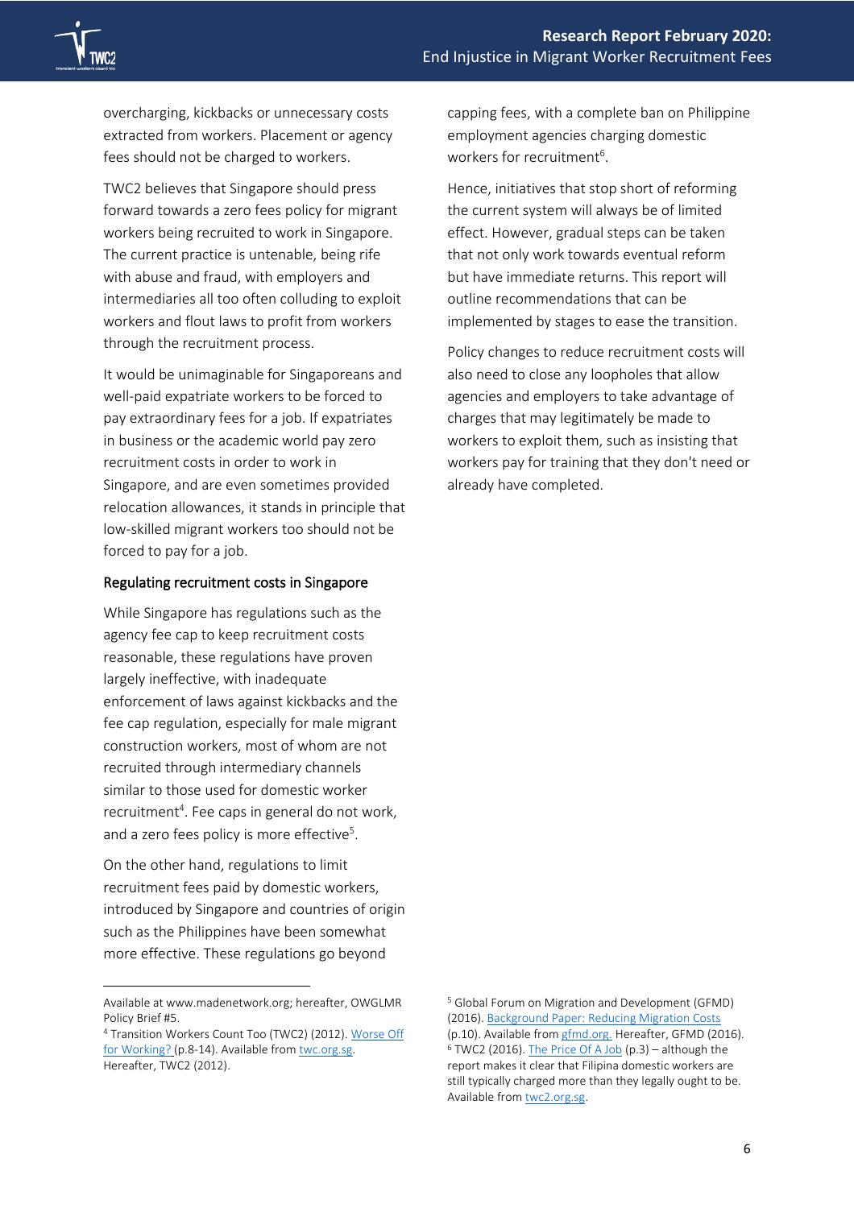overcharging, kickbacks or unnecessary costs extracted from workers. Placement or agency fees should not be charged to workers.

TWC2 believes that Singapore should press forward towards a zero fees policy for migrant workers being recruited to work in Singapore. The current practice is untenable, being rife with abuse and fraud, with employers and intermediaries all too often colluding to exploit workers and flout laws to profit from workers through the recruitment process.

It would be unimaginable for Singaporeans and well-paid expatriate workers to be forced to pay extraordinary fees for a job. If expatriates in business or the academic world pay zero recruitment costs in order to work in Singapore, and are even sometimes provided relocation allowances, it stands in principle that low-skilled migrant workers too should not be forced to pay for a job.

## Regulating recruitment costs in Singapore

While Singapore has regulations such as the agency fee cap to keep recruitment costs reasonable, these regulations have proven largely ineffective, with inadequate enforcement of laws against kickbacks and the fee cap regulation, especially for male migrant construction workers, most of whom are not recruited through intermediary channels similar to those used for domestic worker recruitment[4]. Fee caps in general do not work, and a zero fees policy is more effective[5].

On the other hand, regulations to limit recruitment fees paid by domestic workers, introduced by Singapore and countries of origin such as the Philippines have been somewhat more effective. These regulations go beyond capping fees, with a complete ban on Philippine employment agencies charging domestic workers for recruitment[6].

Hence, initiatives that stop short of reforming the current system will always be of limited effect. However, gradual steps can be taken that not only work towards eventual reform but have immediate returns. This report will outline recommendations that can be implemented by stages to ease the transition.

Policy changes to reduce recruitment costs will also need to close any loopholes that allow agencies and employers to take advantage of charges that may legitimately be made to workers to exploit them, such as insisting that workers pay for training that they don't need or already have completed.

---

Available at www.madenetwork.org; hereafter, OWGLMR Policy Brief #5.

[4] Transition Workers Count Too (TWC2) (2012). Worse Off for Working? (p.8-14). Available from twc.org.sg. Hereafter, TWC2 (2012).

[5] Global Forum on Migration and Development (GFMD) (2016). Background Paper: Reducing Migration Costs (p.10). Available from gfmd.org. Hereafter, GFMD (2016).

[6] TWC2 (2016). The Price Of A Job (p.3) – although the report makes it clear that Filipina domestic workers are still typically charged more than they legally ought to be. Available from twc2.org.sg.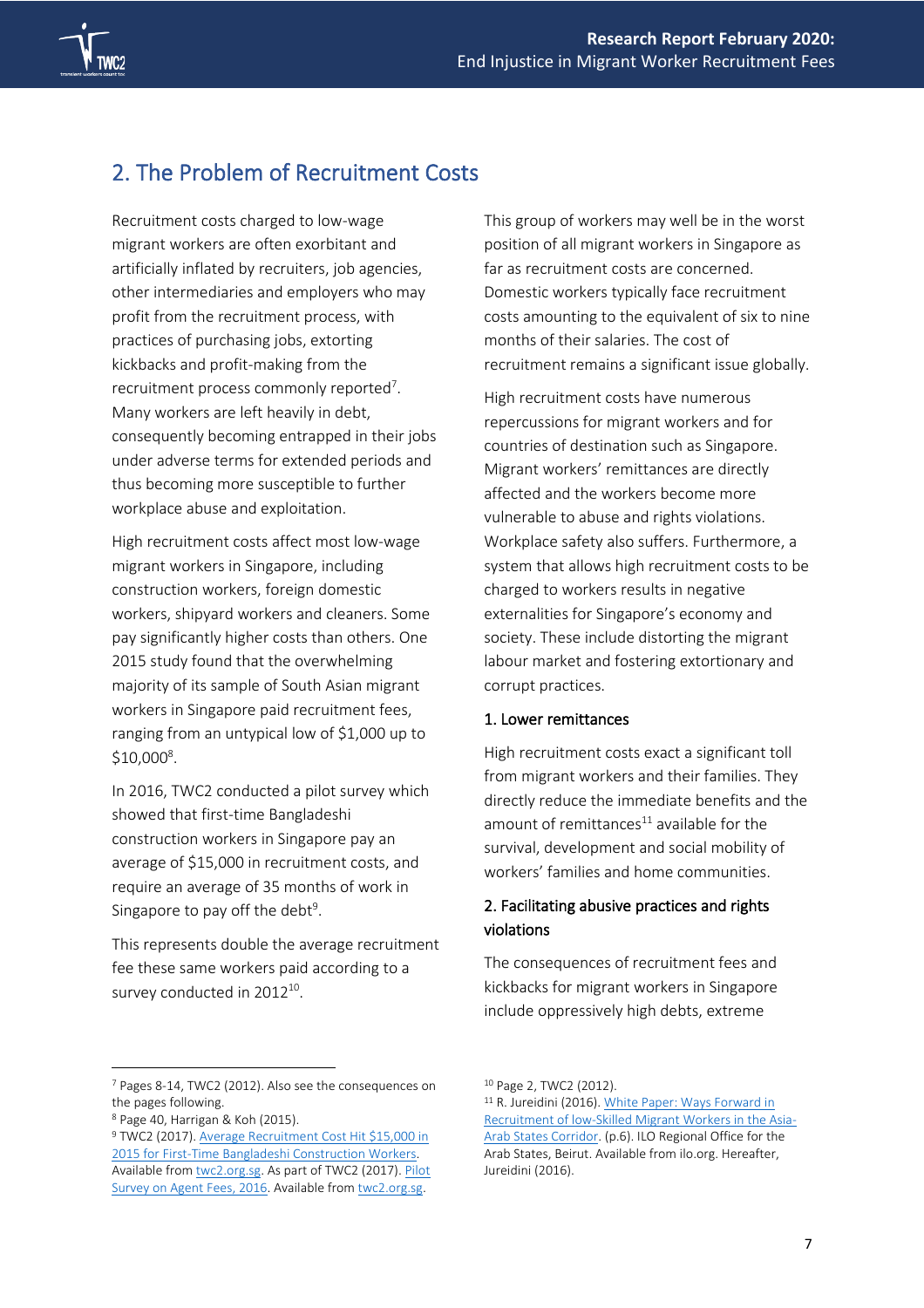## 2. The Problem of Recruitment Costs

Recruitment costs charged to low-wage migrant workers are often exorbitant and artificially inflated by recruiters, job agencies, other intermediaries and employers who may profit from the recruitment process, with practices of purchasing jobs, extorting kickbacks and profit-making from the recruitment process commonly reported[7]. Many workers are left heavily in debt, consequently becoming entrapped in their jobs under adverse terms for extended periods and thus becoming more susceptible to further workplace abuse and exploitation.

High recruitment costs affect most low-wage migrant workers in Singapore, including construction workers, foreign domestic workers, shipyard workers and cleaners. Some pay significantly higher costs than others. One 2015 study found that the overwhelming majority of its sample of South Asian migrant workers in Singapore paid recruitment fees, ranging from an untypical low of $1,000 up to $10,000[8].

In 2016, TWC2 conducted a pilot survey which showed that first-time Bangladeshi construction workers in Singapore pay an average of $15,000 in recruitment costs, and require an average of 35 months of work in Singapore to pay off the debt[9].

This represents double the average recruitment fee these same workers paid according to a survey conducted in 2012[10].

This group of workers may well be in the worst position of all migrant workers in Singapore as far as recruitment costs are concerned. Domestic workers typically face recruitment costs amounting to the equivalent of six to nine months of their salaries. The cost of recruitment remains a significant issue globally.

High recruitment costs have numerous repercussions for migrant workers and for countries of destination such as Singapore. Migrant workers' remittances are directly affected and the workers become more vulnerable to abuse and rights violations. Workplace safety also suffers. Furthermore, a system that allows high recruitment costs to be charged to workers results in negative externalities for Singapore's economy and society. These include distorting the migrant labour market and fostering extortionary and corrupt practices.

### 1. Lower remittances

High recruitment costs exact a significant toll from migrant workers and their families. They directly reduce the immediate benefits and the amount of remittances[11] available for the survival, development and social mobility of workers' families and home communities.

### 2. Facilitating abusive practices and rights violations

The consequences of recruitment fees and kickbacks for migrant workers in Singapore include oppressively high debts, extreme

---

[7] Pages 8-14, TWC2 (2012). Also see the consequences on the pages following.

[8] Page 40, Harrigan & Koh (2015).

[9] TWC2 (2017). Average Recruitment Cost Hit $15,000 in 2015 for First-Time Bangladeshi Construction Workers. Available from twc2.org.sg. As part of TWC2 (2017). Pilot Survey on Agent Fees, 2016. Available from twc2.org.sg.

[10] Page 2, TWC2 (2012).

[11] R. Jureidini (2016). White Paper: Ways Forward in Recruitment of low-Skilled Migrant Workers in the Asia-Arab States Corridor. (p.6). ILO Regional Office for the Arab States, Beirut. Available from ilo.org. Hereafter, Jureidini (2016).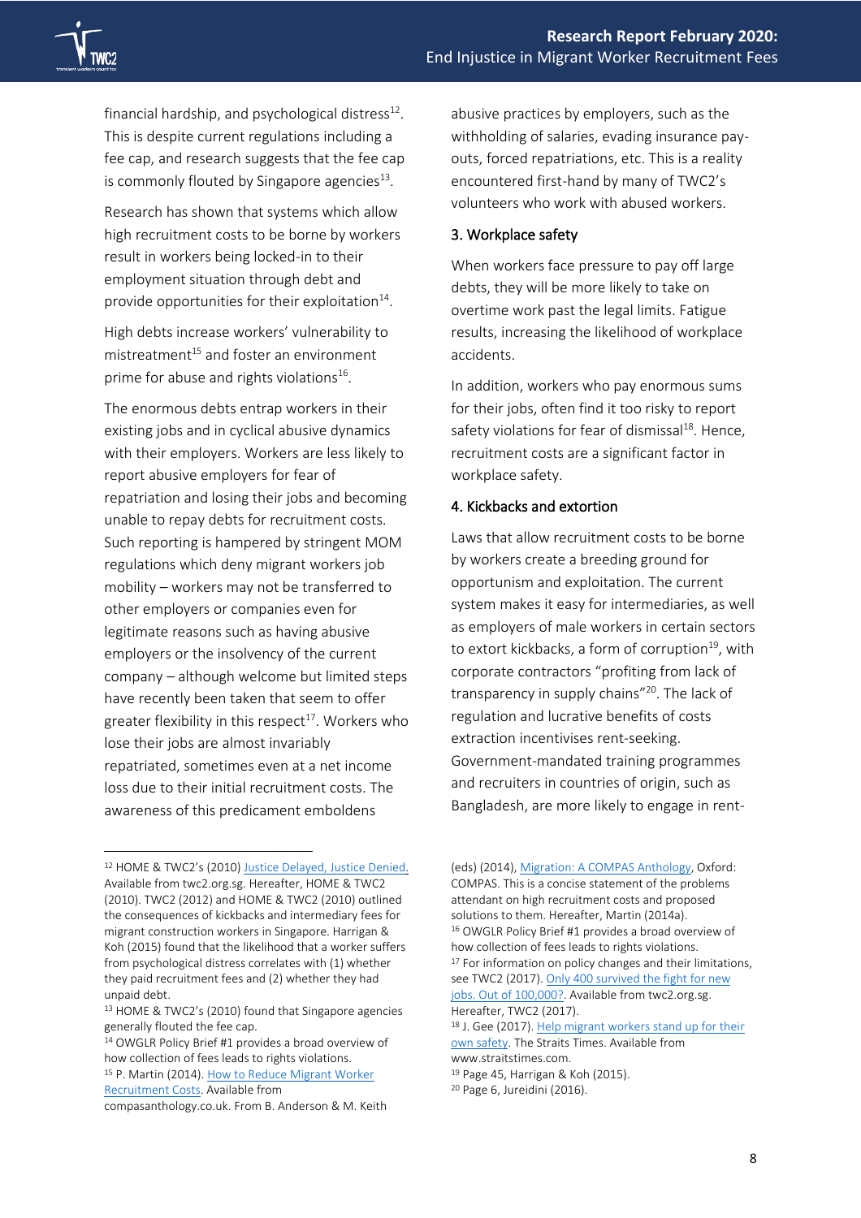financial hardship, and psychological distress[12]. This is despite current regulations including a fee cap, and research suggests that the fee cap is commonly flouted by Singapore agencies[13].

Research has shown that systems which allow high recruitment costs to be borne by workers result in workers being locked-in to their employment situation through debt and provide opportunities for their exploitation[14].

High debts increase workers' vulnerability to mistreatment[15] and foster an environment prime for abuse and rights violations[16].

The enormous debts entrap workers in their existing jobs and in cyclical abusive dynamics with their employers. Workers are less likely to report abusive employers for fear of repatriation and losing their jobs and becoming unable to repay debts for recruitment costs. Such reporting is hampered by stringent MOM regulations which deny migrant workers job mobility – workers may not be transferred to other employers or companies even for legitimate reasons such as having abusive employers or the insolvency of the current company – although welcome but limited steps have recently been taken that seem to offer greater flexibility in this respect[17]. Workers who lose their jobs are almost invariably repatriated, sometimes even at a net income loss due to their initial recruitment costs. The awareness of this predicament emboldens abusive practices by employers, such as the withholding of salaries, evading insurance pay-outs, forced repatriations, etc. This is a reality encountered first-hand by many of TWC2's volunteers who work with abused workers.

### 3. Workplace safety

When workers face pressure to pay off large debts, they will be more likely to take on overtime work past the legal limits. Fatigue results, increasing the likelihood of workplace accidents.

In addition, workers who pay enormous sums for their jobs, often find it too risky to report safety violations for fear of dismissal[18]. Hence, recruitment costs are a significant factor in workplace safety.

### 4. Kickbacks and extortion

Laws that allow recruitment costs to be borne by workers create a breeding ground for opportunism and exploitation. The current system makes it easy for intermediaries, as well as employers of male workers in certain sectors to extort kickbacks, a form of corruption[19], with corporate contractors "profiting from lack of transparency in supply chains"[20]. The lack of regulation and lucrative benefits of costs extraction incentivises rent-seeking. Government-mandated training programmes and recruiters in countries of origin, such as Bangladesh, are more likely to engage in rent-

---

[12] HOME & TWC2's (2010) Justice Delayed, Justice Denied. Available from twc2.org.sg. Hereafter, HOME & TWC2 (2010). TWC2 (2012) and HOME & TWC2 (2010) outlined the consequences of kickbacks and intermediary fees for migrant construction workers in Singapore. Harrigan & Koh (2015) found that the likelihood that a worker suffers from psychological distress correlates with (1) whether they paid recruitment fees and (2) whether they had unpaid debt.

[13] HOME & TWC2's (2010) found that Singapore agencies generally flouted the fee cap.

[14] OWGLR Policy Brief #1 provides a broad overview of how collection of fees leads to rights violations.

[15] P. Martin (2014). How to Reduce Migrant Worker Recruitment Costs. Available from compasanthology.co.uk. From B. Anderson & M. Keith (eds) (2014), Migration: A COMPAS Anthology, Oxford: COMPAS. This is a concise statement of the problems attendant on high recruitment costs and proposed solutions to them. Hereafter, Martin (2014a).

[16] OWGLR Policy Brief #1 provides a broad overview of how collection of fees leads to rights violations.

[17] For information on policy changes and their limitations, see TWC2 (2017). Only 400 survived the fight for new jobs. Out of 100,000?. Available from twc2.org.sg. Hereafter, TWC2 (2017).

[18] J. Gee (2017). Help migrant workers stand up for their own safety. The Straits Times. Available from www.straitstimes.com.

[19] Page 45, Harrigan & Koh (2015).

[20] Page 6, Jureidini (2016).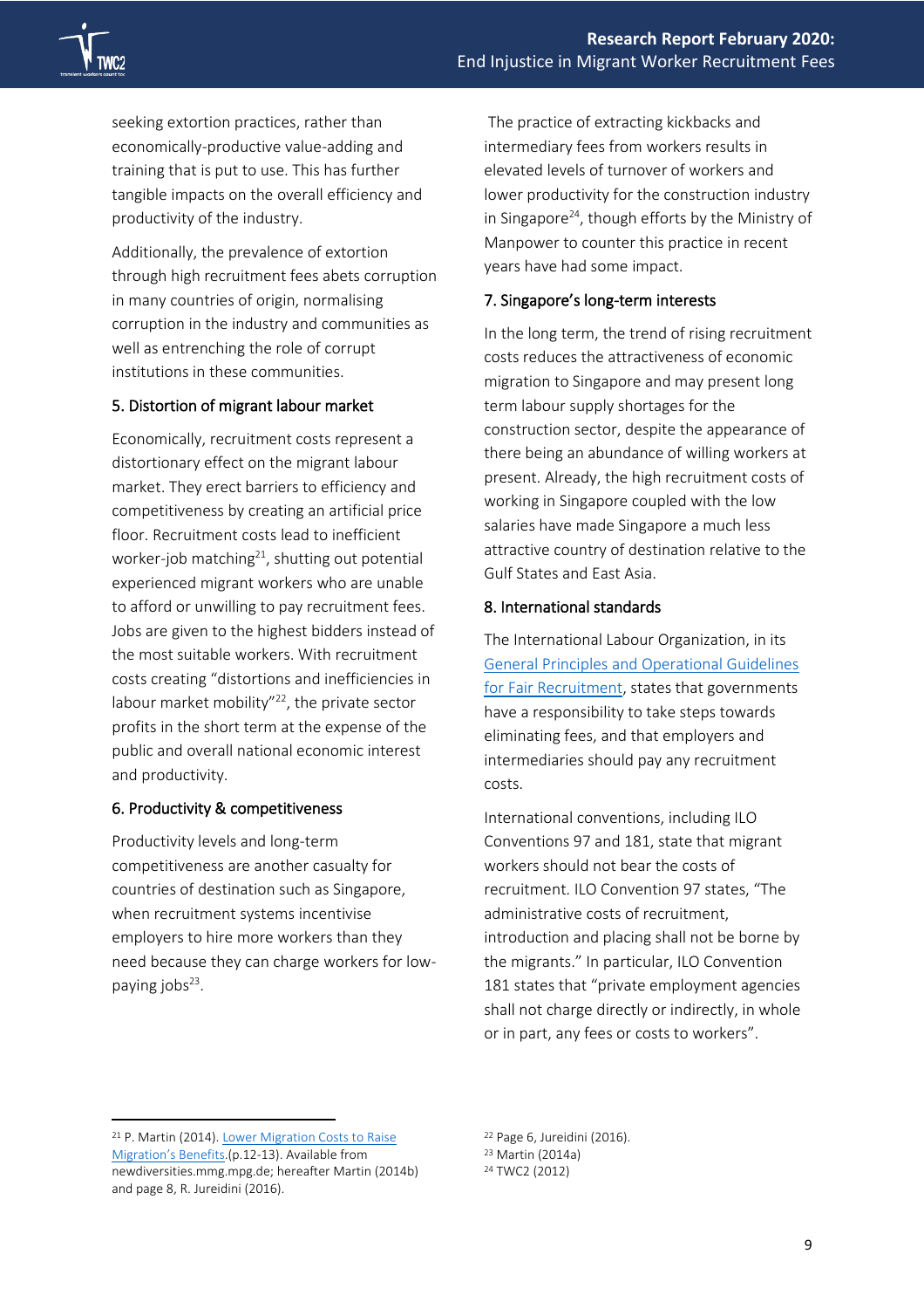seeking extortion practices, rather than economically-productive value-adding and training that is put to use. This has further tangible impacts on the overall efficiency and productivity of the industry.

Additionally, the prevalence of extortion through high recruitment fees abets corruption in many countries of origin, normalising corruption in the industry and communities as well as entrenching the role of corrupt institutions in these communities.

### 5. Distortion of migrant labour market

Economically, recruitment costs represent a distortionary effect on the migrant labour market. They erect barriers to efficiency and competitiveness by creating an artificial price floor. Recruitment costs lead to inefficient worker-job matching[21], shutting out potential experienced migrant workers who are unable to afford or unwilling to pay recruitment fees. Jobs are given to the highest bidders instead of the most suitable workers. With recruitment costs creating "distortions and inefficiencies in labour market mobility"[22], the private sector profits in the short term at the expense of the public and overall national economic interest and productivity.

### 6. Productivity & competitiveness

Productivity levels and long-term competitiveness are another casualty for countries of destination such as Singapore, when recruitment systems incentivise employers to hire more workers than they need because they can charge workers for low-paying jobs[23].

The practice of extracting kickbacks and intermediary fees from workers results in elevated levels of turnover of workers and lower productivity for the construction industry in Singapore[24], though efforts by the Ministry of Manpower to counter this practice in recent years have had some impact.

### 7. Singapore's long-term interests

In the long term, the trend of rising recruitment costs reduces the attractiveness of economic migration to Singapore and may present long term labour supply shortages for the construction sector, despite the appearance of there being an abundance of willing workers at present. Already, the high recruitment costs of working in Singapore coupled with the low salaries have made Singapore a much less attractive country of destination relative to the Gulf States and East Asia.

### 8. International standards

The International Labour Organization, in its General Principles and Operational Guidelines for Fair Recruitment, states that governments have a responsibility to take steps towards eliminating fees, and that employers and intermediaries should pay any recruitment costs.

International conventions, including ILO Conventions 97 and 181, state that migrant workers should not bear the costs of recruitment. ILO Convention 97 states, "The administrative costs of recruitment, introduction and placing shall not be borne by the migrants." In particular, ILO Convention 181 states that "private employment agencies shall not charge directly or indirectly, in whole or in part, any fees or costs to workers".

---

[21] P. Martin (2014). Lower Migration Costs to Raise Migration's Benefits.(p.12-13). Available from newdiversities.mmg.mpg.de; hereafter Martin (2014b) and page 8, R. Jureidini (2016).

[22] Page 6, Jureidini (2016).

[23] Martin (2014a)

[24] TWC2 (2012)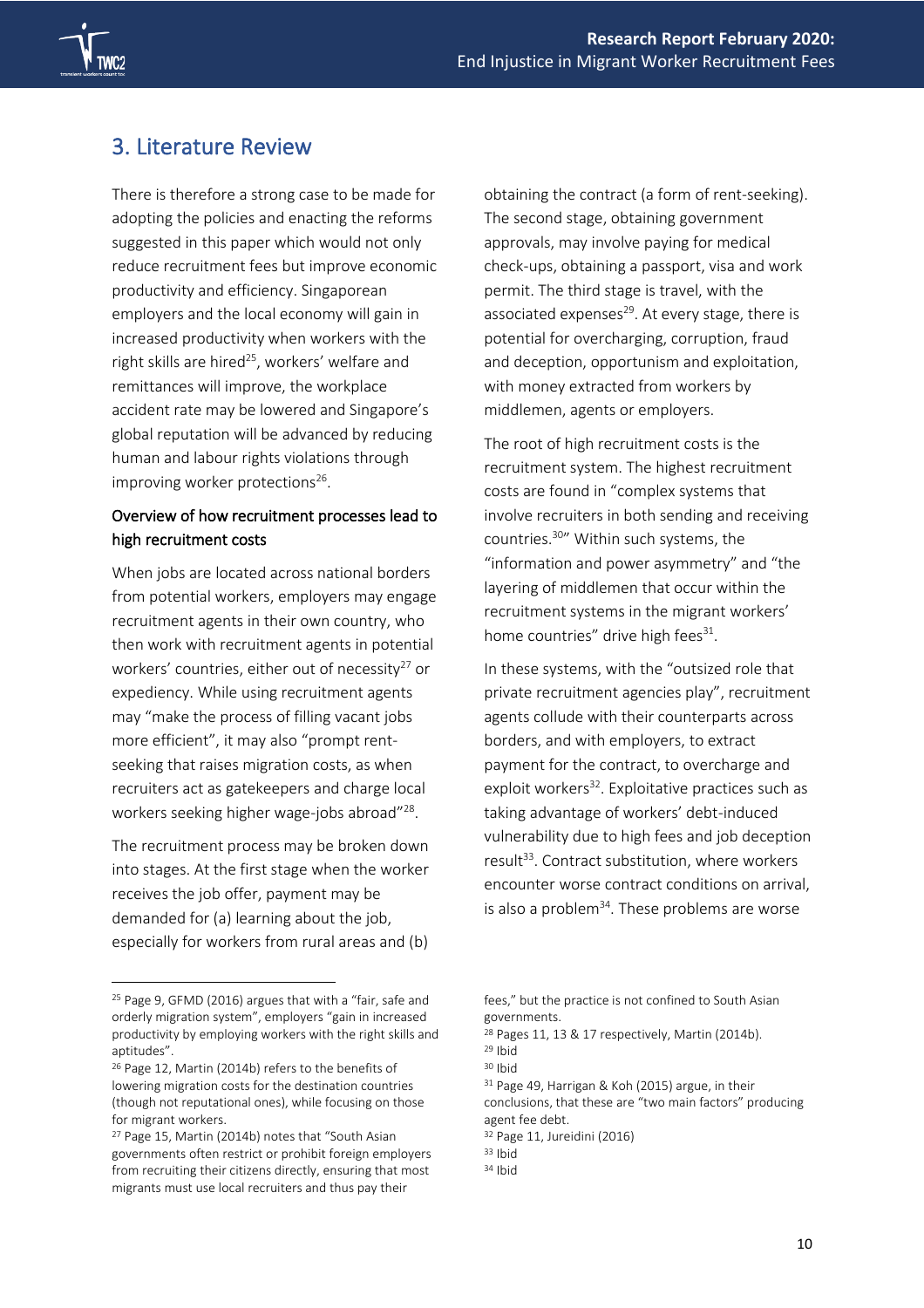## 3. Literature Review

There is therefore a strong case to be made for adopting the policies and enacting the reforms suggested in this paper which would not only reduce recruitment fees but improve economic productivity and efficiency. Singaporean employers and the local economy will gain in increased productivity when workers with the right skills are hired[25], workers' welfare and remittances will improve, the workplace accident rate may be lowered and Singapore's global reputation will be advanced by reducing human and labour rights violations through improving worker protections[26].

### Overview of how recruitment processes lead to high recruitment costs

When jobs are located across national borders from potential workers, employers may engage recruitment agents in their own country, who then work with recruitment agents in potential workers' countries, either out of necessity[27] or expediency. While using recruitment agents may "make the process of filling vacant jobs more efficient", it may also "prompt rent-seeking that raises migration costs, as when recruiters act as gatekeepers and charge local workers seeking higher wage-jobs abroad"[28].

The recruitment process may be broken down into stages. At the first stage when the worker receives the job offer, payment may be demanded for (a) learning about the job, especially for workers from rural areas and (b) obtaining the contract (a form of rent-seeking). The second stage, obtaining government approvals, may involve paying for medical check-ups, obtaining a passport, visa and work permit. The third stage is travel, with the associated expenses[29]. At every stage, there is potential for overcharging, corruption, fraud and deception, opportunism and exploitation, with money extracted from workers by middlemen, agents or employers.

The root of high recruitment costs is the recruitment system. The highest recruitment costs are found in "complex systems that involve recruiters in both sending and receiving countries.[30]" Within such systems, the "information and power asymmetry" and "the layering of middlemen that occur within the recruitment systems in the migrant workers' home countries" drive high fees[31].

In these systems, with the "outsized role that private recruitment agencies play", recruitment agents collude with their counterparts across borders, and with employers, to extract payment for the contract, to overcharge and exploit workers[32]. Exploitative practices such as taking advantage of workers' debt-induced vulnerability due to high fees and job deception result[33]. Contract substitution, where workers encounter worse contract conditions on arrival, is also a problem[34]. These problems are worse

---

[25] Page 9, GFMD (2016) argues that with a "fair, safe and orderly migration system", employers "gain in increased productivity by employing workers with the right skills and aptitudes".

[26] Page 12, Martin (2014b) refers to the benefits of lowering migration costs for the destination countries (though not reputational ones), while focusing on those for migrant workers.

[27] Page 15, Martin (2014b) notes that "South Asian governments often restrict or prohibit foreign employers from recruiting their citizens directly, ensuring that most migrants must use local recruiters and thus pay their fees," but the practice is not confined to South Asian governments.

[28] Pages 11, 13 & 17 respectively, Martin (2014b).

[29] Ibid

[30] Ibid

[31] Page 49, Harrigan & Koh (2015) argue, in their conclusions, that these are "two main factors" producing agent fee debt.

[32] Page 11, Jureidini (2016)

[33] Ibid

[34] Ibid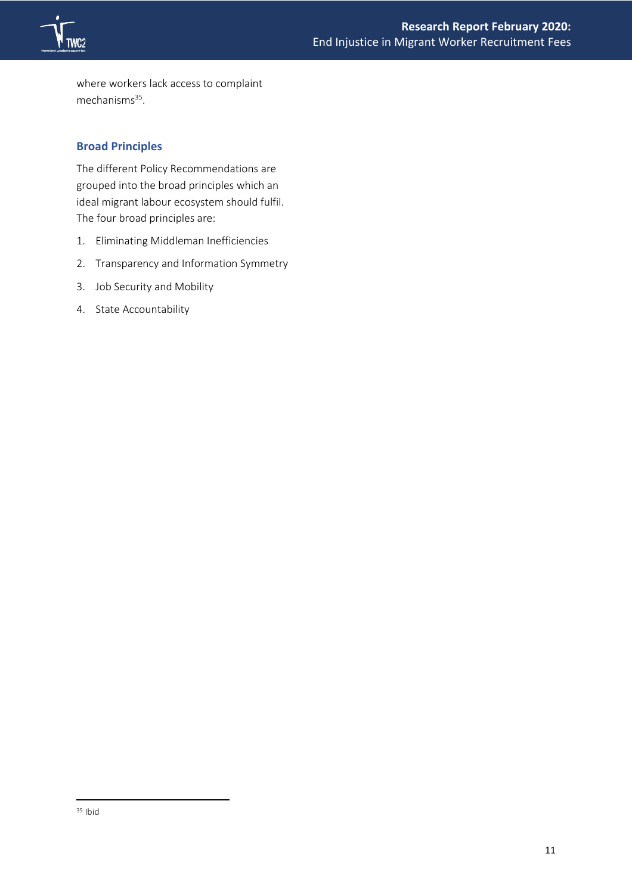where workers lack access to complaint mechanisms[35].

## Broad Principles

The different Policy Recommendations are grouped into the broad principles which an ideal migrant labour ecosystem should fulfil. The four broad principles are:

1. Eliminating Middleman Inefficiencies
2. Transparency and Information Symmetry
3. Job Security and Mobility
4. State Accountability

---

[35] Ibid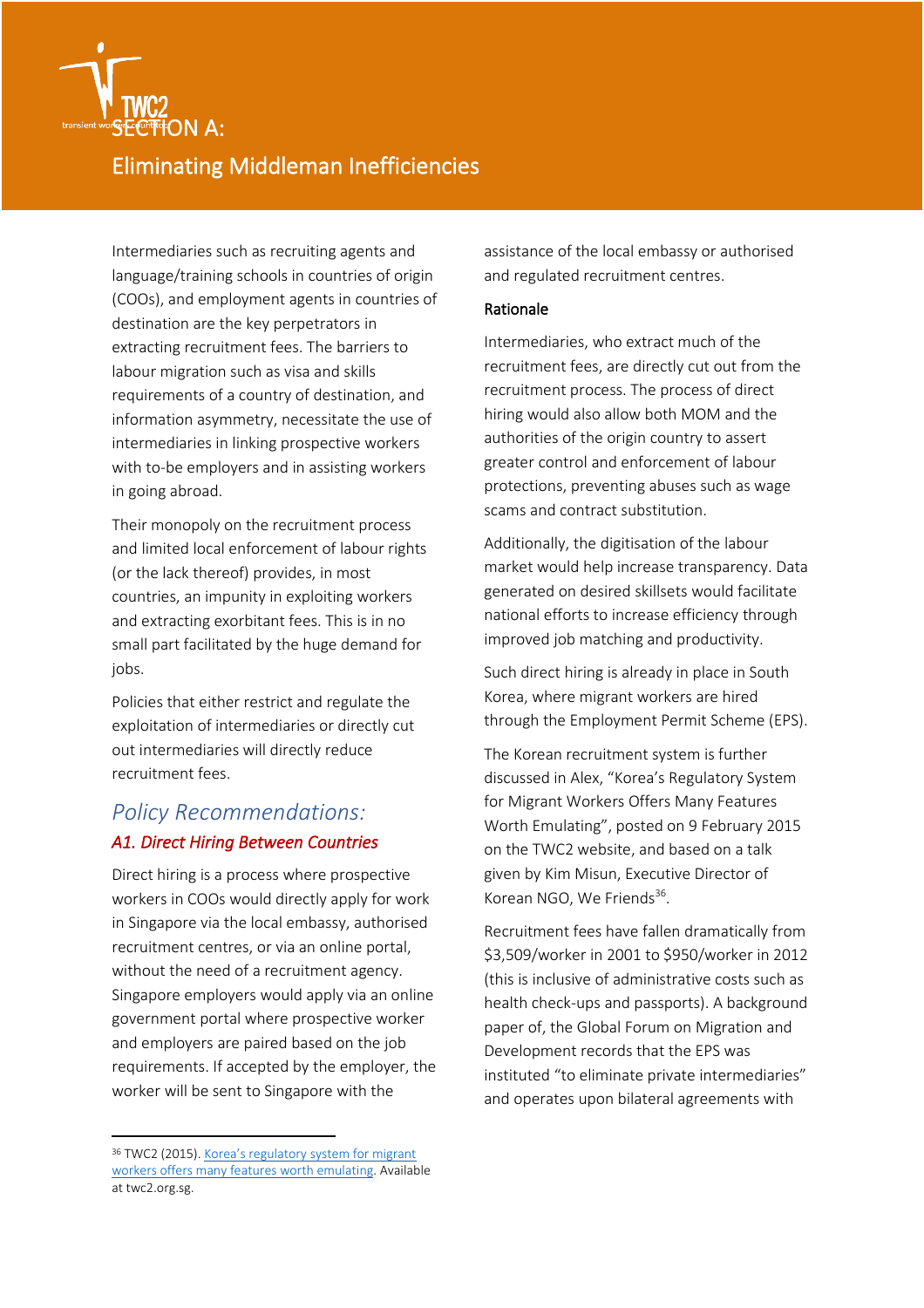# SECTION A:

## Eliminating Middleman Inefficiencies

Intermediaries such as recruiting agents and language/training schools in countries of origin (COOs), and employment agents in countries of destination are the key perpetrators in extracting recruitment fees. The barriers to labour migration such as visa and skills requirements of a country of destination, and information asymmetry, necessitate the use of intermediaries in linking prospective workers with to-be employers and in assisting workers in going abroad.

Their monopoly on the recruitment process and limited local enforcement of labour rights (or the lack thereof) provides, in most countries, an impunity in exploiting workers and extracting exorbitant fees. This is in no small part facilitated by the huge demand for jobs.

Policies that either restrict and regulate the exploitation of intermediaries or directly cut out intermediaries will directly reduce recruitment fees.

## *Policy Recommendations:*

### *A1. Direct Hiring Between Countries*

Direct hiring is a process where prospective workers in COOs would directly apply for work in Singapore via the local embassy, authorised recruitment centres, or via an online portal, without the need of a recruitment agency. Singapore employers would apply via an online government portal where prospective worker and employers are paired based on the job requirements. If accepted by the employer, the worker will be sent to Singapore with the assistance of the local embassy or authorised and regulated recruitment centres.

#### Rationale

Intermediaries, who extract much of the recruitment fees, are directly cut out from the recruitment process. The process of direct hiring would also allow both MOM and the authorities of the origin country to assert greater control and enforcement of labour protections, preventing abuses such as wage scams and contract substitution.

Additionally, the digitisation of the labour market would help increase transparency. Data generated on desired skillsets would facilitate national efforts to increase efficiency through improved job matching and productivity.

Such direct hiring is already in place in South Korea, where migrant workers are hired through the Employment Permit Scheme (EPS).

The Korean recruitment system is further discussed in Alex, "Korea's Regulatory System for Migrant Workers Offers Many Features Worth Emulating", posted on 9 February 2015 on the TWC2 website, and based on a talk given by Kim Misun, Executive Director of Korean NGO, We Friends[36].

Recruitment fees have fallen dramatically from $3,509/worker in 2001 to $950/worker in 2012 (this is inclusive of administrative costs such as health check-ups and passports). A background paper of, the Global Forum on Migration and Development records that the EPS was instituted "to eliminate private intermediaries" and operates upon bilateral agreements with

---

[36] TWC2 (2015). Korea's regulatory system for migrant workers offers many features worth emulating. Available at twc2.org.sg.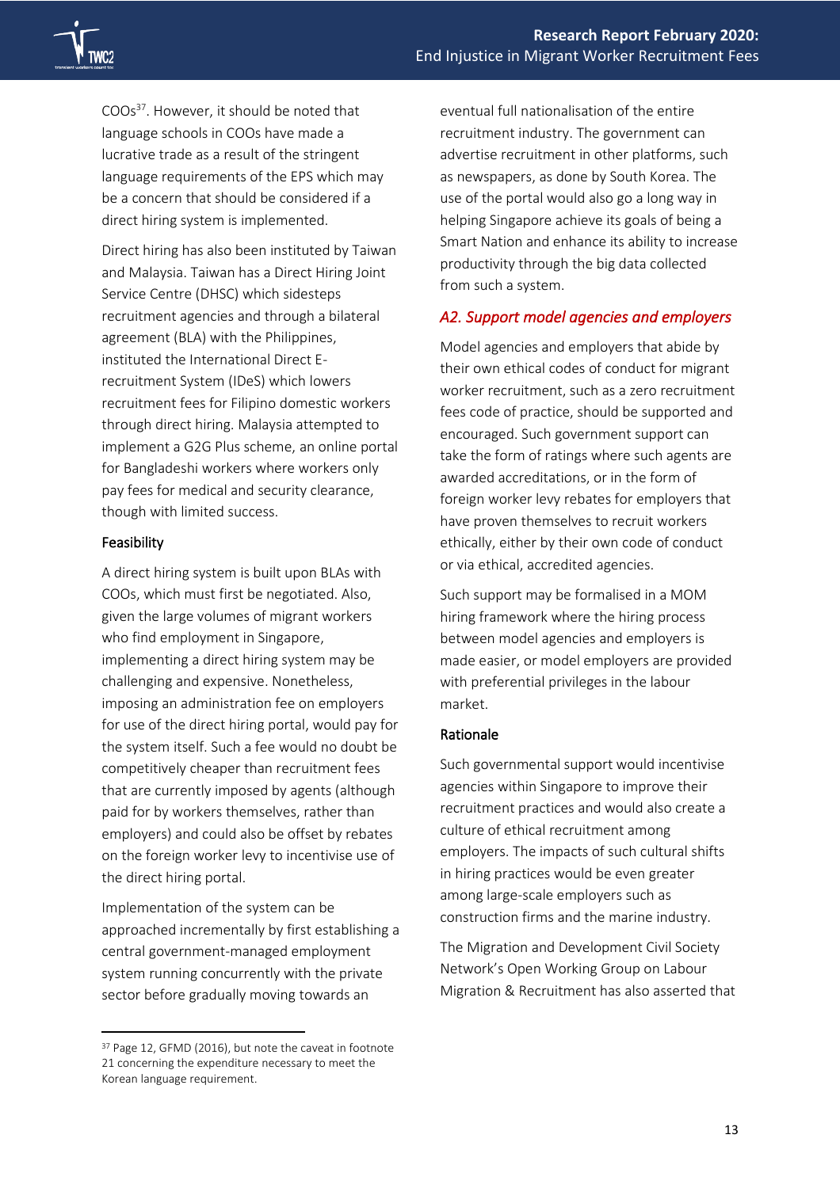COOs[37]. However, it should be noted that language schools in COOs have made a lucrative trade as a result of the stringent language requirements of the EPS which may be a concern that should be considered if a direct hiring system is implemented.

Direct hiring has also been instituted by Taiwan and Malaysia. Taiwan has a Direct Hiring Joint Service Centre (DHSC) which sidesteps recruitment agencies and through a bilateral agreement (BLA) with the Philippines, instituted the International Direct E-recruitment System (IDeS) which lowers recruitment fees for Filipino domestic workers through direct hiring. Malaysia attempted to implement a G2G Plus scheme, an online portal for Bangladeshi workers where workers only pay fees for medical and security clearance, though with limited success.

#### Feasibility

A direct hiring system is built upon BLAs with COOs, which must first be negotiated. Also, given the large volumes of migrant workers who find employment in Singapore, implementing a direct hiring system may be challenging and expensive. Nonetheless, imposing an administration fee on employers for use of the direct hiring portal, would pay for the system itself. Such a fee would no doubt be competitively cheaper than recruitment fees that are currently imposed by agents (although paid for by workers themselves, rather than employers) and could also be offset by rebates on the foreign worker levy to incentivise use of the direct hiring portal.

Implementation of the system can be approached incrementally by first establishing a central government-managed employment system running concurrently with the private sector before gradually moving towards an eventual full nationalisation of the entire recruitment industry. The government can advertise recruitment in other platforms, such as newspapers, as done by South Korea. The use of the portal would also go a long way in helping Singapore achieve its goals of being a Smart Nation and enhance its ability to increase productivity through the big data collected from such a system.

### *A2. Support model agencies and employers*

Model agencies and employers that abide by their own ethical codes of conduct for migrant worker recruitment, such as a zero recruitment fees code of practice, should be supported and encouraged. Such government support can take the form of ratings where such agents are awarded accreditations, or in the form of foreign worker levy rebates for employers that have proven themselves to recruit workers ethically, either by their own code of conduct or via ethical, accredited agencies.

Such support may be formalised in a MOM hiring framework where the hiring process between model agencies and employers is made easier, or model employers are provided with preferential privileges in the labour market.

#### Rationale

Such governmental support would incentivise agencies within Singapore to improve their recruitment practices and would also create a culture of ethical recruitment among employers. The impacts of such cultural shifts in hiring practices would be even greater among large-scale employers such as construction firms and the marine industry.

The Migration and Development Civil Society Network's Open Working Group on Labour Migration & Recruitment has also asserted that

---

[37] Page 12, GFMD (2016), but note the caveat in footnote 21 concerning the expenditure necessary to meet the Korean language requirement.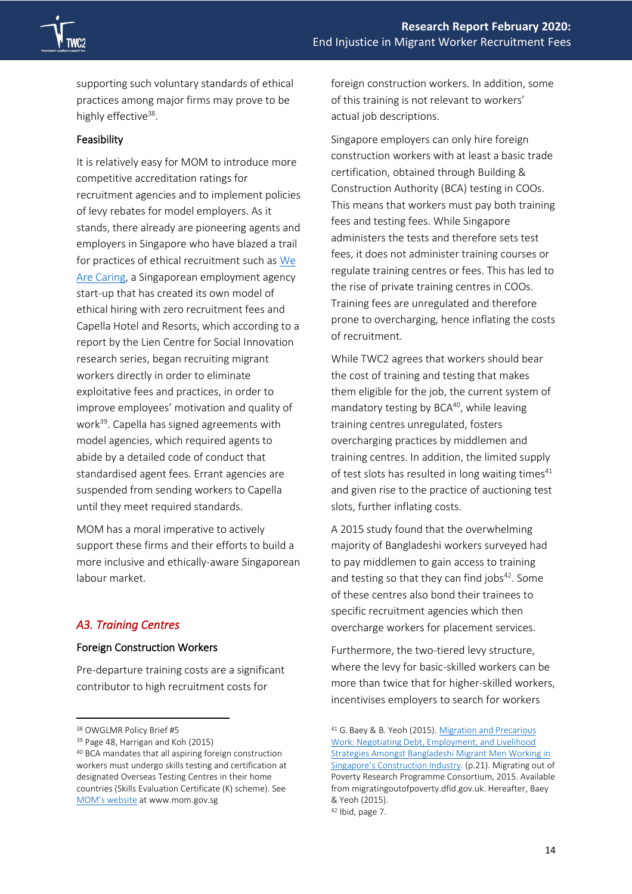supporting such voluntary standards of ethical practices among major firms may prove to be highly effective[38].

#### Feasibility

It is relatively easy for MOM to introduce more competitive accreditation ratings for recruitment agencies and to implement policies of levy rebates for model employers. As it stands, there already are pioneering agents and employers in Singapore who have blazed a trail for practices of ethical recruitment such as [We Are Caring](), a Singaporean employment agency start-up that has created its own model of ethical hiring with zero recruitment fees and Capella Hotel and Resorts, which according to a report by the Lien Centre for Social Innovation research series, began recruiting migrant workers directly in order to eliminate exploitative fees and practices, in order to improve employees' motivation and quality of work[39]. Capella has signed agreements with model agencies, which required agents to abide by a detailed code of conduct that standardised agent fees. Errant agencies are suspended from sending workers to Capella until they meet required standards.

MOM has a moral imperative to actively support these firms and their efforts to build a more inclusive and ethically-aware Singaporean labour market.

### *A3. Training Centres*

#### Foreign Construction Workers

Pre-departure training costs are a significant contributor to high recruitment costs for foreign construction workers. In addition, some of this training is not relevant to workers' actual job descriptions.

Singapore employers can only hire foreign construction workers with at least a basic trade certification, obtained through Building & Construction Authority (BCA) testing in COOs. This means that workers must pay both training fees and testing fees. While Singapore administers the tests and therefore sets test fees, it does not administer training courses or regulate training centres or fees. This has led to the rise of private training centres in COOs. Training fees are unregulated and therefore prone to overcharging, hence inflating the costs of recruitment.

While TWC2 agrees that workers should bear the cost of training and testing that makes them eligible for the job, the current system of mandatory testing by BCA[40], while leaving training centres unregulated, fosters overcharging practices by middlemen and training centres. In addition, the limited supply of test slots has resulted in long waiting times[41] and given rise to the practice of auctioning test slots, further inflating costs.

A 2015 study found that the overwhelming majority of Bangladeshi workers surveyed had to pay middlemen to gain access to training and testing so that they can find jobs[42]. Some of these centres also bond their trainees to specific recruitment agencies which then overcharge workers for placement services.

Furthermore, the two-tiered levy structure, where the levy for basic-skilled workers can be more than twice that for higher-skilled workers, incentivises employers to search for workers

---

[38] OWGLMR Policy Brief #5

[39] Page 48, Harrigan and Koh (2015)

[40] BCA mandates that all aspiring foreign construction workers must undergo skills testing and certification at designated Overseas Testing Centres in their home countries (Skills Evaluation Certificate (K) scheme). See [MOM's website]() at www.mom.gov.sg

[41] G. Baey & B. Yeoh (2015). [Migration and Precarious Work: Negotiating Debt, Employment, and Livelihood Strategies Amongst Bangladeshi Migrant Men Working in Singapore's Construction Industry](). (p.21). Migrating out of Poverty Research Programme Consortium, 2015. Available from migratingoutofpoverty.dfid.gov.uk. Hereafter, Baey & Yeoh (2015).

[42] Ibid, page 7.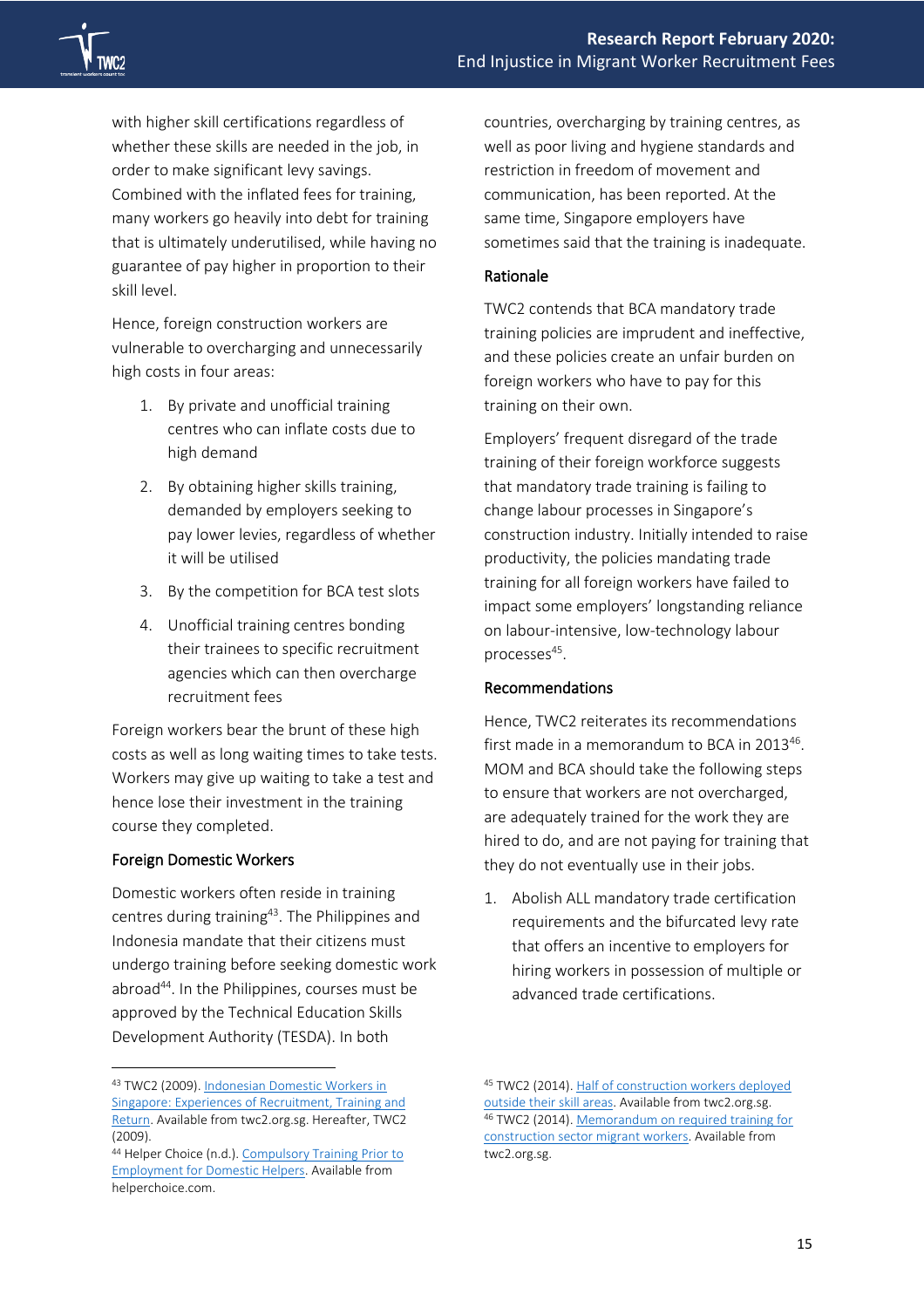with higher skill certifications regardless of whether these skills are needed in the job, in order to make significant levy savings. Combined with the inflated fees for training, many workers go heavily into debt for training that is ultimately underutilised, while having no guarantee of pay higher in proportion to their skill level.

Hence, foreign construction workers are vulnerable to overcharging and unnecessarily high costs in four areas:

1. By private and unofficial training centres who can inflate costs due to high demand
2. By obtaining higher skills training, demanded by employers seeking to pay lower levies, regardless of whether it will be utilised
3. By the competition for BCA test slots
4. Unofficial training centres bonding their trainees to specific recruitment agencies which can then overcharge recruitment fees

Foreign workers bear the brunt of these high costs as well as long waiting times to take tests. Workers may give up waiting to take a test and hence lose their investment in the training course they completed.

### Foreign Domestic Workers

Domestic workers often reside in training centres during training[43]. The Philippines and Indonesia mandate that their citizens must undergo training before seeking domestic work abroad[44]. In the Philippines, courses must be approved by the Technical Education Skills Development Authority (TESDA). In both countries, overcharging by training centres, as well as poor living and hygiene standards and restriction in freedom of movement and communication, has been reported. At the same time, Singapore employers have sometimes said that the training is inadequate.

### Rationale

TWC2 contends that BCA mandatory trade training policies are imprudent and ineffective, and these policies create an unfair burden on foreign workers who have to pay for this training on their own.

Employers' frequent disregard of the trade training of their foreign workforce suggests that mandatory trade training is failing to change labour processes in Singapore's construction industry. Initially intended to raise productivity, the policies mandating trade training for all foreign workers have failed to impact some employers' longstanding reliance on labour-intensive, low-technology labour processes[45].

### Recommendations

Hence, TWC2 reiterates its recommendations first made in a memorandum to BCA in 2013[46]. MOM and BCA should take the following steps to ensure that workers are not overcharged, are adequately trained for the work they are hired to do, and are not paying for training that they do not eventually use in their jobs.

1. Abolish ALL mandatory trade certification requirements and the bifurcated levy rate that offers an incentive to employers for hiring workers in possession of multiple or advanced trade certifications.

---

[43] TWC2 (2009). Indonesian Domestic Workers in Singapore: Experiences of Recruitment, Training and Return. Available from twc2.org.sg. Hereafter, TWC2 (2009).

[44] Helper Choice (n.d.). Compulsory Training Prior to Employment for Domestic Helpers. Available from helperchoice.com.

[45] TWC2 (2014). Half of construction workers deployed outside their skill areas. Available from twc2.org.sg.

[46] TWC2 (2014). Memorandum on required training for construction sector migrant workers. Available from twc2.org.sg.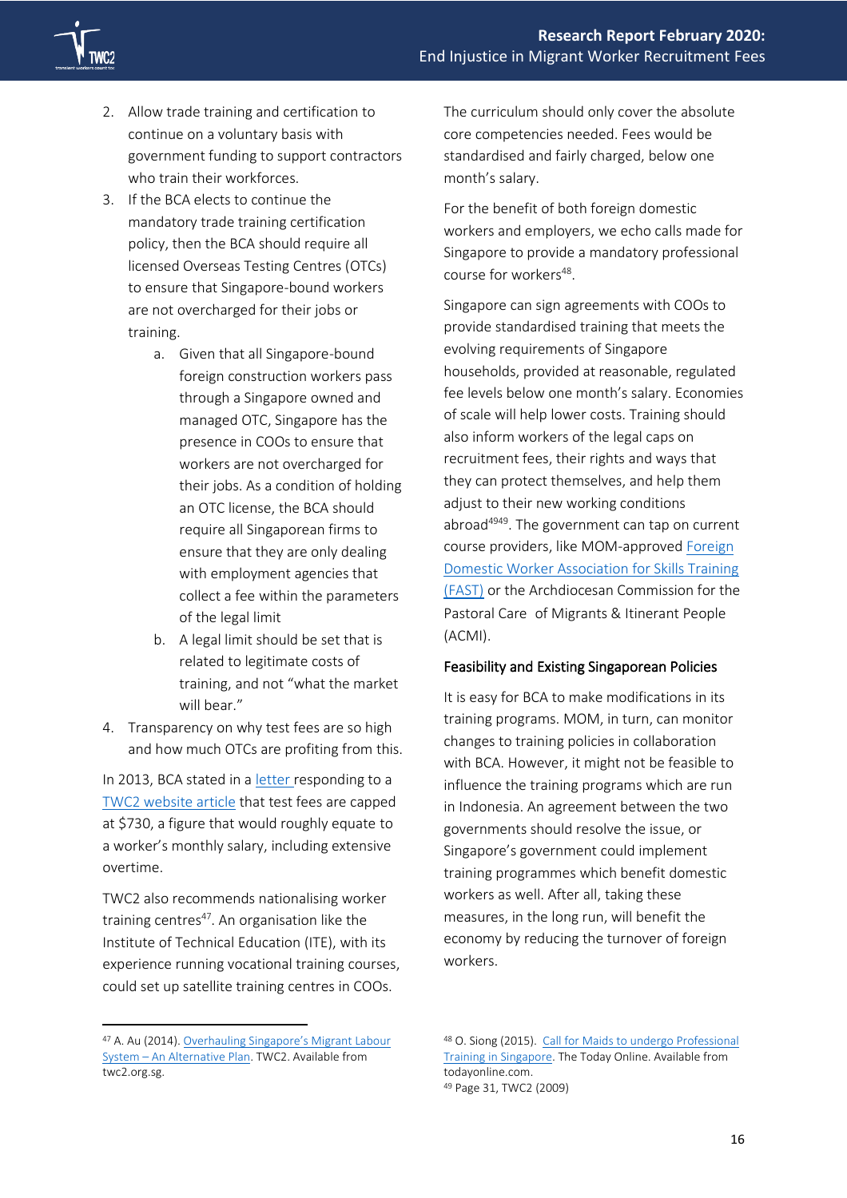2. Allow trade training and certification to continue on a voluntary basis with government funding to support contractors who train their workforces.
3. If the BCA elects to continue the mandatory trade training certification policy, then the BCA should require all licensed Overseas Testing Centres (OTCs) to ensure that Singapore-bound workers are not overcharged for their jobs or training.
    a. Given that all Singapore-bound foreign construction workers pass through a Singapore owned and managed OTC, Singapore has the presence in COOs to ensure that workers are not overcharged for their jobs. As a condition of holding an OTC license, the BCA should require all Singaporean firms to ensure that they are only dealing with employment agencies that collect a fee within the parameters of the legal limit
    b. A legal limit should be set that is related to legitimate costs of training, and not "what the market will bear."
4. Transparency on why test fees are so high and how much OTCs are profiting from this.

In 2013, BCA stated in a letter responding to a TWC2 website article that test fees are capped at $730, a figure that would roughly equate to a worker's monthly salary, including extensive overtime.

TWC2 also recommends nationalising worker training centres[47]. An organisation like the Institute of Technical Education (ITE), with its experience running vocational training courses, could set up satellite training centres in COOs. The curriculum should only cover the absolute core competencies needed. Fees would be standardised and fairly charged, below one month's salary.

For the benefit of both foreign domestic workers and employers, we echo calls made for Singapore to provide a mandatory professional course for workers[48].

Singapore can sign agreements with COOs to provide standardised training that meets the evolving requirements of Singapore households, provided at reasonable, regulated fee levels below one month's salary. Economies of scale will help lower costs. Training should also inform workers of the legal caps on recruitment fees, their rights and ways that they can protect themselves, and help them adjust to their new working conditions abroad[4949]. The government can tap on current course providers, like MOM-approved Foreign Domestic Worker Association for Skills Training (FAST) or the Archdiocesan Commission for the Pastoral Care of Migrants & Itinerant People (ACMI).

### Feasibility and Existing Singaporean Policies

It is easy for BCA to make modifications in its training programs. MOM, in turn, can monitor changes to training policies in collaboration with BCA. However, it might not be feasible to influence the training programs which are run in Indonesia. An agreement between the two governments should resolve the issue, or Singapore's government could implement training programmes which benefit domestic workers as well. After all, taking these measures, in the long run, will benefit the economy by reducing the turnover of foreign workers.

---

[47] A. Au (2014). Overhauling Singapore's Migrant Labour System – An Alternative Plan. TWC2. Available from twc2.org.sg.

[48] O. Siong (2015). Call for Maids to undergo Professional Training in Singapore. The Today Online. Available from todayonline.com.

[49] Page 31, TWC2 (2009)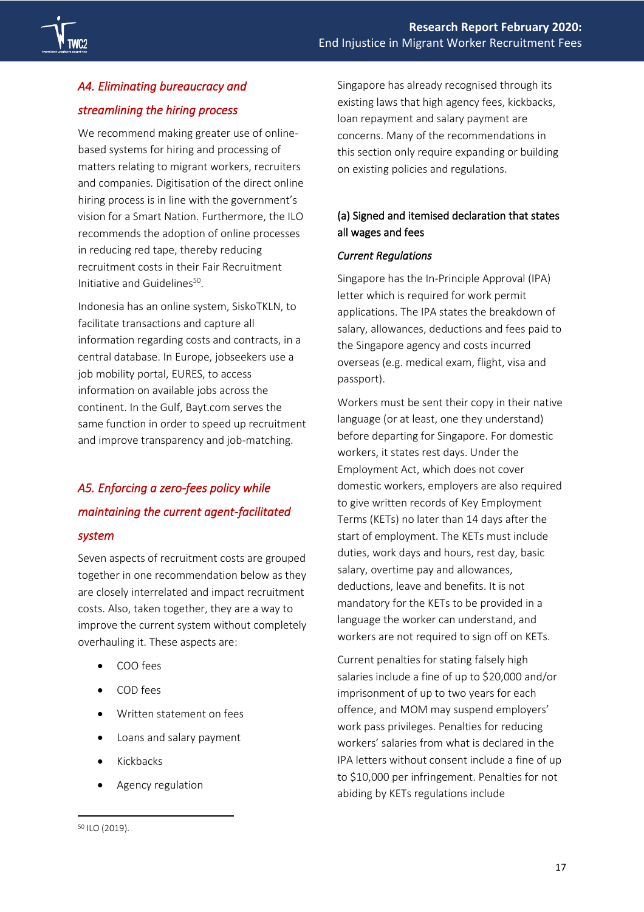### *A4. Eliminating bureaucracy and streamlining the hiring process*

We recommend making greater use of online-based systems for hiring and processing of matters relating to migrant workers, recruiters and companies. Digitisation of the direct online hiring process is in line with the government's vision for a Smart Nation. Furthermore, the ILO recommends the adoption of online processes in reducing red tape, thereby reducing recruitment costs in their Fair Recruitment Initiative and Guidelines[50].

Indonesia has an online system, SiskoTKLN, to facilitate transactions and capture all information regarding costs and contracts, in a central database. In Europe, jobseekers use a job mobility portal, EURES, to access information on available jobs across the continent. In the Gulf, Bayt.com serves the same function in order to speed up recruitment and improve transparency and job-matching.

### *A5. Enforcing a zero-fees policy while maintaining the current agent-facilitated system*

Seven aspects of recruitment costs are grouped together in one recommendation below as they are closely interrelated and impact recruitment costs. Also, taken together, they are a way to improve the current system without completely overhauling it. These aspects are:

- COO fees
- COD fees
- Written statement on fees
- Loans and salary payment
- Kickbacks
- Agency regulation

Singapore has already recognised through its existing laws that high agency fees, kickbacks, loan repayment and salary payment are concerns. Many of the recommendations in this section only require expanding or building on existing policies and regulations.

#### (a) Signed and itemised declaration that states all wages and fees

*Current Regulations*

Singapore has the In-Principle Approval (IPA) letter which is required for work permit applications. The IPA states the breakdown of salary, allowances, deductions and fees paid to the Singapore agency and costs incurred overseas (e.g. medical exam, flight, visa and passport).

Workers must be sent their copy in their native language (or at least, one they understand) before departing for Singapore. For domestic workers, it states rest days. Under the Employment Act, which does not cover domestic workers, employers are also required to give written records of Key Employment Terms (KETs) no later than 14 days after the start of employment. The KETs must include duties, work days and hours, rest day, basic salary, overtime pay and allowances, deductions, leave and benefits. It is not mandatory for the KETs to be provided in a language the worker can understand, and workers are not required to sign off on KETs.

Current penalties for stating falsely high salaries include a fine of up to $20,000 and/or imprisonment of up to two years for each offence, and MOM may suspend employers' work pass privileges. Penalties for reducing workers' salaries from what is declared in the IPA letters without consent include a fine of up to $10,000 per infringement. Penalties for not abiding by KETs regulations include

---

[50] ILO (2019).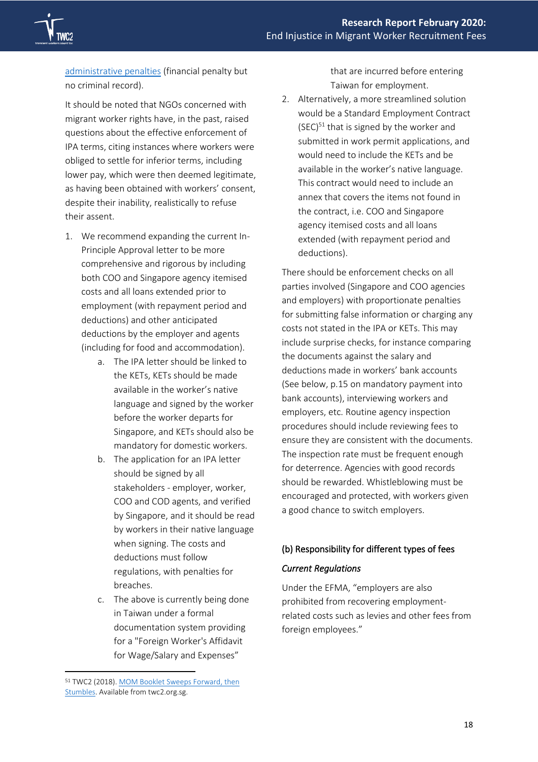administrative penalties (financial penalty but no criminal record).

It should be noted that NGOs concerned with migrant worker rights have, in the past, raised questions about the effective enforcement of IPA terms, citing instances where workers were obliged to settle for inferior terms, including lower pay, which were then deemed legitimate, as having been obtained with workers' consent, despite their inability, realistically to refuse their assent.

1. We recommend expanding the current In-Principle Approval letter to be more comprehensive and rigorous by including both COO and Singapore agency itemised costs and all loans extended prior to employment (with repayment period and deductions) and other anticipated deductions by the employer and agents (including for food and accommodation).
    a. The IPA letter should be linked to the KETs, KETs should be made available in the worker's native language and signed by the worker before the worker departs for Singapore, and KETs should also be mandatory for domestic workers.
    b. The application for an IPA letter should be signed by all stakeholders - employer, worker, COO and COD agents, and verified by Singapore, and it should be read by workers in their native language when signing. The costs and deductions must follow regulations, with penalties for breaches.
    c. The above is currently being done in Taiwan under a formal documentation system providing for a "Foreign Worker's Affidavit for Wage/Salary and Expenses" that are incurred before entering Taiwan for employment.
2. Alternatively, a more streamlined solution would be a Standard Employment Contract (SEC)[51] that is signed by the worker and submitted in work permit applications, and would need to include the KETs and be available in the worker's native language. This contract would need to include an annex that covers the items not found in the contract, i.e. COO and Singapore agency itemised costs and all loans extended (with repayment period and deductions).

There should be enforcement checks on all parties involved (Singapore and COO agencies and employers) with proportionate penalties for submitting false information or charging any costs not stated in the IPA or KETs. This may include surprise checks, for instance comparing the documents against the salary and deductions made in workers' bank accounts (See below, p.15 on mandatory payment into bank accounts), interviewing workers and employers, etc. Routine agency inspection procedures should include reviewing fees to ensure they are consistent with the documents. The inspection rate must be frequent enough for deterrence. Agencies with good records should be rewarded. Whistleblowing must be encouraged and protected, with workers given a good chance to switch employers.

### (b) Responsibility for different types of fees

*Current Regulations*

Under the EFMA, "employers are also prohibited from recovering employment-related costs such as levies and other fees from foreign employees."

---

[51] TWC2 (2018). MOM Booklet Sweeps Forward, then Stumbles. Available from twc2.org.sg.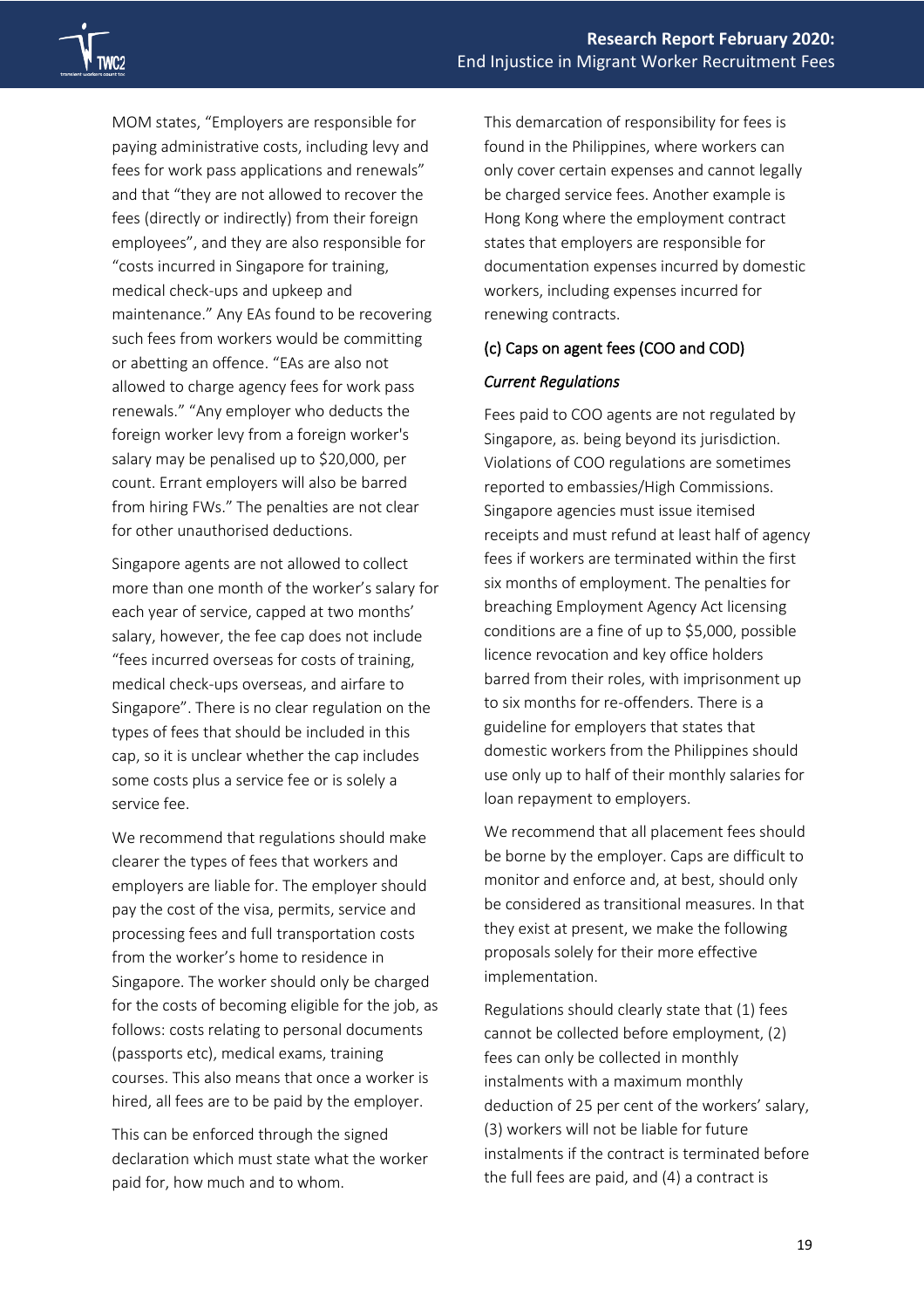MOM states, "Employers are responsible for paying administrative costs, including levy and fees for work pass applications and renewals" and that "they are not allowed to recover the fees (directly or indirectly) from their foreign employees", and they are also responsible for "costs incurred in Singapore for training, medical check-ups and upkeep and maintenance." Any EAs found to be recovering such fees from workers would be committing or abetting an offence. "EAs are also not allowed to charge agency fees for work pass renewals." "Any employer who deducts the foreign worker levy from a foreign worker's salary may be penalised up to $20,000, per count. Errant employers will also be barred from hiring FWs." The penalties are not clear for other unauthorised deductions.

Singapore agents are not allowed to collect more than one month of the worker's salary for each year of service, capped at two months' salary, however, the fee cap does not include "fees incurred overseas for costs of training, medical check-ups overseas, and airfare to Singapore". There is no clear regulation on the types of fees that should be included in this cap, so it is unclear whether the cap includes some costs plus a service fee or is solely a service fee.

We recommend that regulations should make clearer the types of fees that workers and employers are liable for. The employer should pay the cost of the visa, permits, service and processing fees and full transportation costs from the worker's home to residence in Singapore. The worker should only be charged for the costs of becoming eligible for the job, as follows: costs relating to personal documents (passports etc), medical exams, training courses. This also means that once a worker is hired, all fees are to be paid by the employer.

This can be enforced through the signed declaration which must state what the worker paid for, how much and to whom.

This demarcation of responsibility for fees is found in the Philippines, where workers can only cover certain expenses and cannot legally be charged service fees. Another example is Hong Kong where the employment contract states that employers are responsible for documentation expenses incurred by domestic workers, including expenses incurred for renewing contracts.

### (c) Caps on agent fees (COO and COD)

*Current Regulations*

Fees paid to COO agents are not regulated by Singapore, as. being beyond its jurisdiction. Violations of COO regulations are sometimes reported to embassies/High Commissions. Singapore agencies must issue itemised receipts and must refund at least half of agency fees if workers are terminated within the first six months of employment. The penalties for breaching Employment Agency Act licensing conditions are a fine of up to $5,000, possible licence revocation and key office holders barred from their roles, with imprisonment up to six months for re-offenders. There is a guideline for employers that states that domestic workers from the Philippines should use only up to half of their monthly salaries for loan repayment to employers.

We recommend that all placement fees should be borne by the employer. Caps are difficult to monitor and enforce and, at best, should only be considered as transitional measures. In that they exist at present, we make the following proposals solely for their more effective implementation.

Regulations should clearly state that (1) fees cannot be collected before employment, (2) fees can only be collected in monthly instalments with a maximum monthly deduction of 25 per cent of the workers' salary, (3) workers will not be liable for future instalments if the contract is terminated before the full fees are paid, and (4) a contract is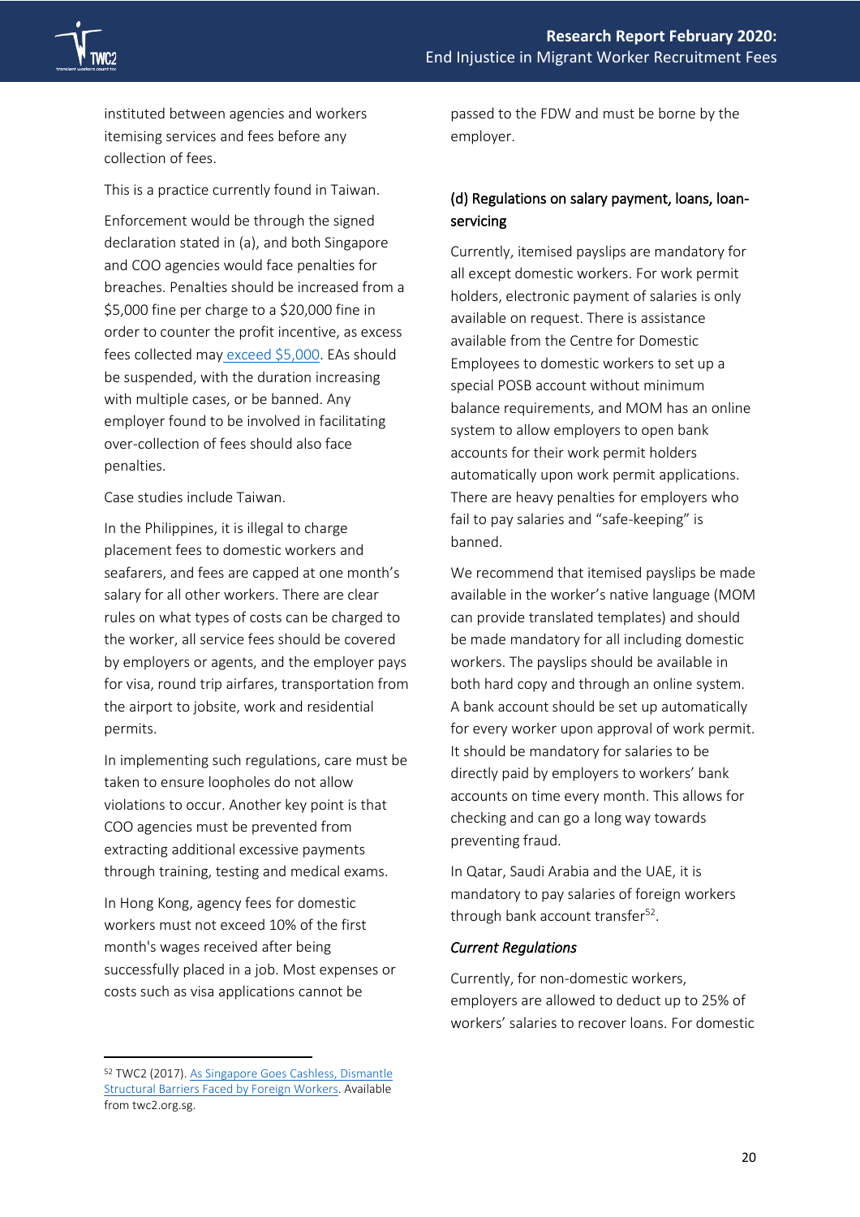instituted between agencies and workers itemising services and fees before any collection of fees.

This is a practice currently found in Taiwan.

Enforcement would be through the signed declaration stated in (a), and both Singapore and COO agencies would face penalties for breaches. Penalties should be increased from a $5,000 fine per charge to a $20,000 fine in order to counter the profit incentive, as excess fees collected may [exceed $5,000](). EAs should be suspended, with the duration increasing with multiple cases, or be banned. Any employer found to be involved in facilitating over-collection of fees should also face penalties.

Case studies include Taiwan.

In the Philippines, it is illegal to charge placement fees to domestic workers and seafarers, and fees are capped at one month's salary for all other workers. There are clear rules on what types of costs can be charged to the worker, all service fees should be covered by employers or agents, and the employer pays for visa, round trip airfares, transportation from the airport to jobsite, work and residential permits.

In implementing such regulations, care must be taken to ensure loopholes do not allow violations to occur. Another key point is that COO agencies must be prevented from extracting additional excessive payments through training, testing and medical exams.

In Hong Kong, agency fees for domestic workers must not exceed 10% of the first month's wages received after being successfully placed in a job. Most expenses or costs such as visa applications cannot be passed to the FDW and must be borne by the employer.

### (d) Regulations on salary payment, loans, loan-servicing

Currently, itemised payslips are mandatory for all except domestic workers. For work permit holders, electronic payment of salaries is only available on request. There is assistance available from the Centre for Domestic Employees to domestic workers to set up a special POSB account without minimum balance requirements, and MOM has an online system to allow employers to open bank accounts for their work permit holders automatically upon work permit applications. There are heavy penalties for employers who fail to pay salaries and "safe-keeping" is banned.

We recommend that itemised payslips be made available in the worker's native language (MOM can provide translated templates) and should be made mandatory for all including domestic workers. The payslips should be available in both hard copy and through an online system. A bank account should be set up automatically for every worker upon approval of work permit. It should be mandatory for salaries to be directly paid by employers to workers' bank accounts on time every month. This allows for checking and can go a long way towards preventing fraud.

In Qatar, Saudi Arabia and the UAE, it is mandatory to pay salaries of foreign workers through bank account transfer[52].

*Current Regulations*

Currently, for non-domestic workers, employers are allowed to deduct up to 25% of workers' salaries to recover loans. For domestic

---

[52] TWC2 (2017). [As Singapore Goes Cashless, Dismantle Structural Barriers Faced by Foreign Workers](). Available from twc2.org.sg.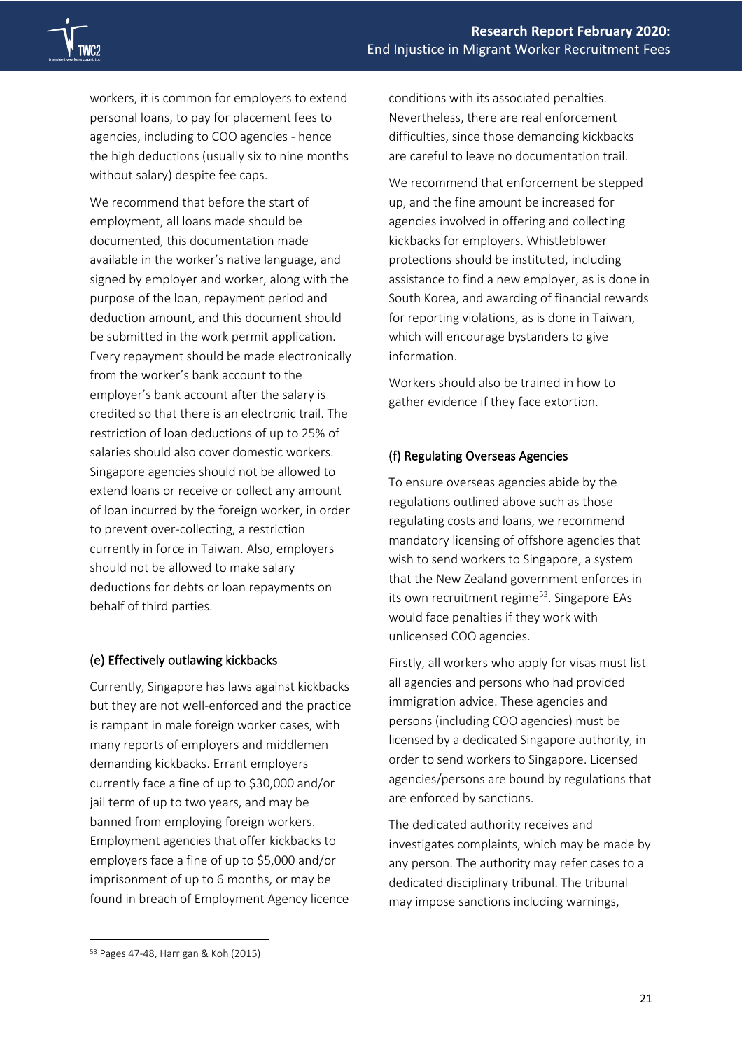workers, it is common for employers to extend personal loans, to pay for placement fees to agencies, including to COO agencies - hence the high deductions (usually six to nine months without salary) despite fee caps.

We recommend that before the start of employment, all loans made should be documented, this documentation made available in the worker's native language, and signed by employer and worker, along with the purpose of the loan, repayment period and deduction amount, and this document should be submitted in the work permit application. Every repayment should be made electronically from the worker's bank account to the employer's bank account after the salary is credited so that there is an electronic trail. The restriction of loan deductions of up to 25% of salaries should also cover domestic workers. Singapore agencies should not be allowed to extend loans or receive or collect any amount of loan incurred by the foreign worker, in order to prevent over-collecting, a restriction currently in force in Taiwan. Also, employers should not be allowed to make salary deductions for debts or loan repayments on behalf of third parties.

### (e) Effectively outlawing kickbacks

Currently, Singapore has laws against kickbacks but they are not well-enforced and the practice is rampant in male foreign worker cases, with many reports of employers and middlemen demanding kickbacks. Errant employers currently face a fine of up to $30,000 and/or jail term of up to two years, and may be banned from employing foreign workers. Employment agencies that offer kickbacks to employers face a fine of up to $5,000 and/or imprisonment of up to 6 months, or may be found in breach of Employment Agency licence conditions with its associated penalties. Nevertheless, there are real enforcement difficulties, since those demanding kickbacks are careful to leave no documentation trail.

We recommend that enforcement be stepped up, and the fine amount be increased for agencies involved in offering and collecting kickbacks for employers. Whistleblower protections should be instituted, including assistance to find a new employer, as is done in South Korea, and awarding of financial rewards for reporting violations, as is done in Taiwan, which will encourage bystanders to give information.

Workers should also be trained in how to gather evidence if they face extortion.

### (f) Regulating Overseas Agencies

To ensure overseas agencies abide by the regulations outlined above such as those regulating costs and loans, we recommend mandatory licensing of offshore agencies that wish to send workers to Singapore, a system that the New Zealand government enforces in its own recruitment regime[53]. Singapore EAs would face penalties if they work with unlicensed COO agencies.

Firstly, all workers who apply for visas must list all agencies and persons who had provided immigration advice. These agencies and persons (including COO agencies) must be licensed by a dedicated Singapore authority, in order to send workers to Singapore. Licensed agencies/persons are bound by regulations that are enforced by sanctions.

The dedicated authority receives and investigates complaints, which may be made by any person. The authority may refer cases to a dedicated disciplinary tribunal. The tribunal may impose sanctions including warnings,

[53] Pages 47-48, Harrigan & Koh (2015)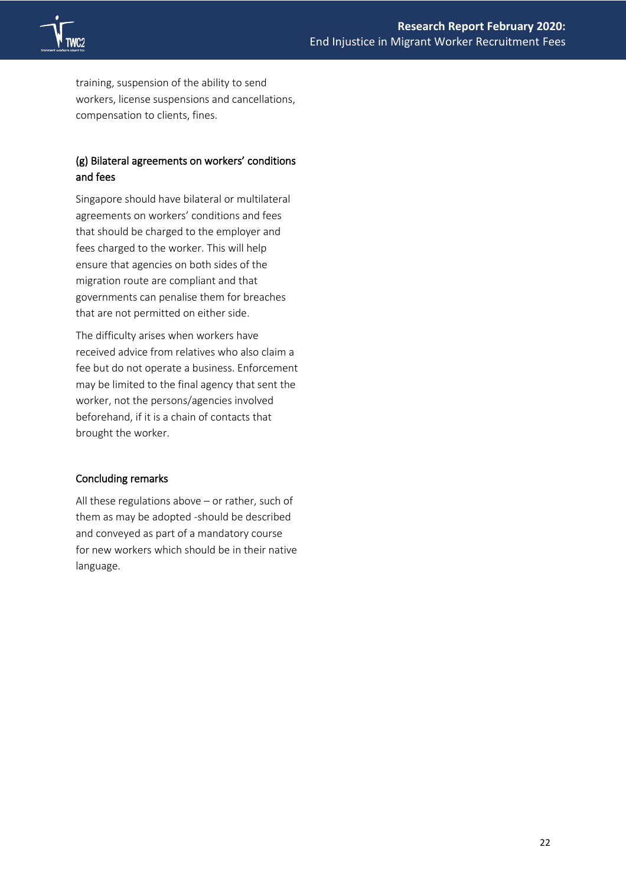training, suspension of the ability to send workers, license suspensions and cancellations, compensation to clients, fines.

### (g) Bilateral agreements on workers' conditions and fees

Singapore should have bilateral or multilateral agreements on workers' conditions and fees that should be charged to the employer and fees charged to the worker. This will help ensure that agencies on both sides of the migration route are compliant and that governments can penalise them for breaches that are not permitted on either side.

The difficulty arises when workers have received advice from relatives who also claim a fee but do not operate a business. Enforcement may be limited to the final agency that sent the worker, not the persons/agencies involved beforehand, if it is a chain of contacts that brought the worker.

### Concluding remarks

All these regulations above – or rather, such of them as may be adopted -should be described and conveyed as part of a mandatory course for new workers which should be in their native language.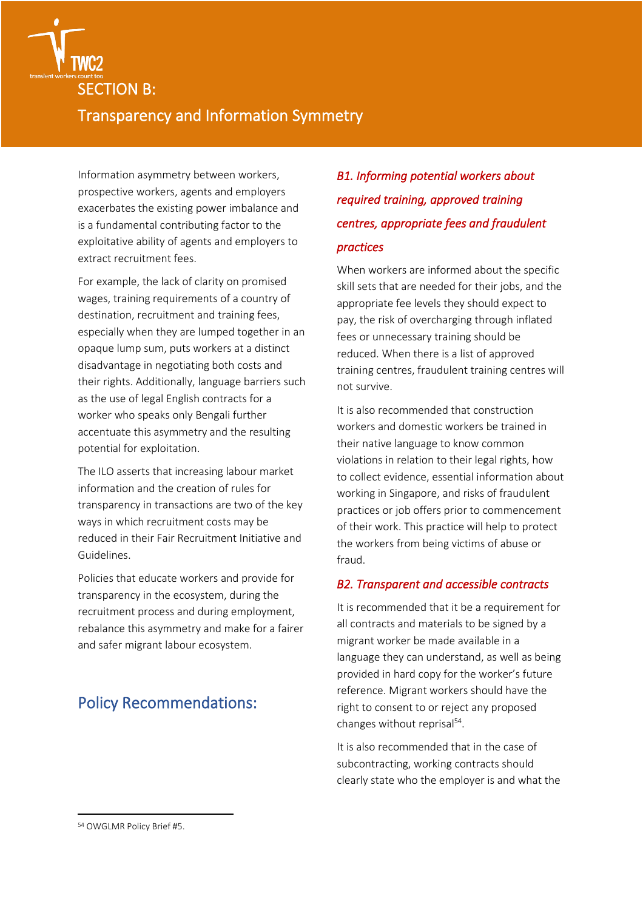# SECTION B:

## Transparency and Information Symmetry

Information asymmetry between workers, prospective workers, agents and employers exacerbates the existing power imbalance and is a fundamental contributing factor to the exploitative ability of agents and employers to extract recruitment fees.

For example, the lack of clarity on promised wages, training requirements of a country of destination, recruitment and training fees, especially when they are lumped together in an opaque lump sum, puts workers at a distinct disadvantage in negotiating both costs and their rights. Additionally, language barriers such as the use of legal English contracts for a worker who speaks only Bengali further accentuate this asymmetry and the resulting potential for exploitation.

The ILO asserts that increasing labour market information and the creation of rules for transparency in transactions are two of the key ways in which recruitment costs may be reduced in their Fair Recruitment Initiative and Guidelines.

Policies that educate workers and provide for transparency in the ecosystem, during the recruitment process and during employment, rebalance this asymmetry and make for a fairer and safer migrant labour ecosystem.

## Policy Recommendations:

### *B1. Informing potential workers about required training, approved training centres, appropriate fees and fraudulent practices*

When workers are informed about the specific skill sets that are needed for their jobs, and the appropriate fee levels they should expect to pay, the risk of overcharging through inflated fees or unnecessary training should be reduced. When there is a list of approved training centres, fraudulent training centres will not survive.

It is also recommended that construction workers and domestic workers be trained in their native language to know common violations in relation to their legal rights, how to collect evidence, essential information about working in Singapore, and risks of fraudulent practices or job offers prior to commencement of their work. This practice will help to protect the workers from being victims of abuse or fraud.

### *B2. Transparent and accessible contracts*

It is recommended that it be a requirement for all contracts and materials to be signed by a migrant worker be made available in a language they can understand, as well as being provided in hard copy for the worker's future reference. Migrant workers should have the right to consent to or reject any proposed changes without reprisal[54].

It is also recommended that in the case of subcontracting, working contracts should clearly state who the employer is and what the

[54] OWGLMR Policy Brief #5.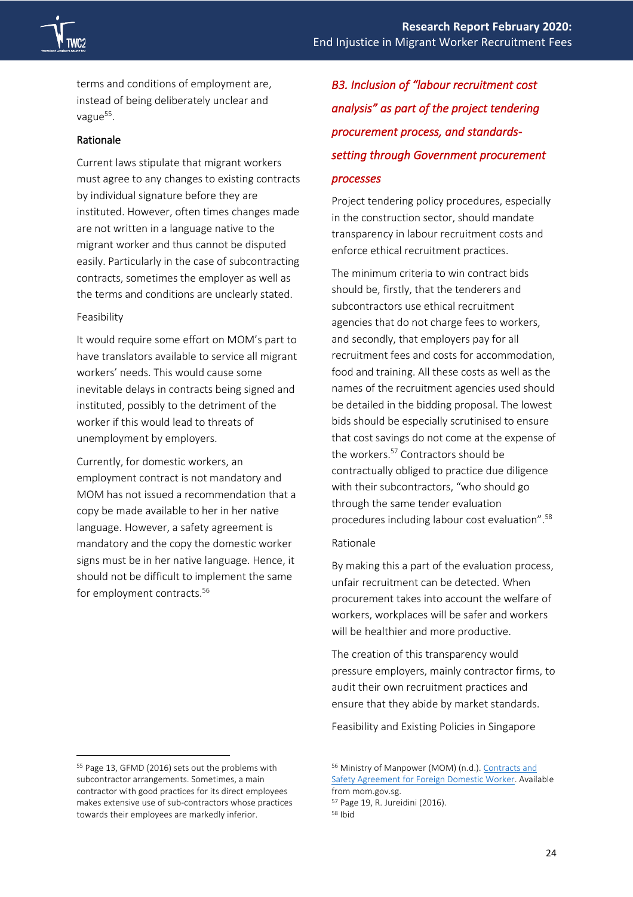terms and conditions of employment are, instead of being deliberately unclear and vague[55].

#### Rationale

Current laws stipulate that migrant workers must agree to any changes to existing contracts by individual signature before they are instituted. However, often times changes made are not written in a language native to the migrant worker and thus cannot be disputed easily. Particularly in the case of subcontracting contracts, sometimes the employer as well as the terms and conditions are unclearly stated.

Feasibility

It would require some effort on MOM's part to have translators available to service all migrant workers' needs. This would cause some inevitable delays in contracts being signed and instituted, possibly to the detriment of the worker if this would lead to threats of unemployment by employers.

Currently, for domestic workers, an employment contract is not mandatory and MOM has not issued a recommendation that a copy be made available to her in her native language. However, a safety agreement is mandatory and the copy the domestic worker signs must be in her native language. Hence, it should not be difficult to implement the same for employment contracts.[56]

### *B3. Inclusion of "labour recruitment cost analysis" as part of the project tendering procurement process, and standards-setting through Government procurement processes*

Project tendering policy procedures, especially in the construction sector, should mandate transparency in labour recruitment costs and enforce ethical recruitment practices.

The minimum criteria to win contract bids should be, firstly, that the tenderers and subcontractors use ethical recruitment agencies that do not charge fees to workers, and secondly, that employers pay for all recruitment fees and costs for accommodation, food and training. All these costs as well as the names of the recruitment agencies used should be detailed in the bidding proposal. The lowest bids should be especially scrutinised to ensure that cost savings do not come at the expense of the workers.[57] Contractors should be contractually obliged to practice due diligence with their subcontractors, "who should go through the same tender evaluation procedures including labour cost evaluation".[58]

Rationale

By making this a part of the evaluation process, unfair recruitment can be detected. When procurement takes into account the welfare of workers, workplaces will be safer and workers will be healthier and more productive.

The creation of this transparency would pressure employers, mainly contractor firms, to audit their own recruitment practices and ensure that they abide by market standards.

Feasibility and Existing Policies in Singapore

---

[55] Page 13, GFMD (2016) sets out the problems with subcontractor arrangements. Sometimes, a main contractor with good practices for its direct employees makes extensive use of sub-contractors whose practices towards their employees are markedly inferior.

[56] Ministry of Manpower (MOM) (n.d.). Contracts and Safety Agreement for Foreign Domestic Worker. Available from mom.gov.sg.

[57] Page 19, R. Jureidini (2016).

[58] Ibid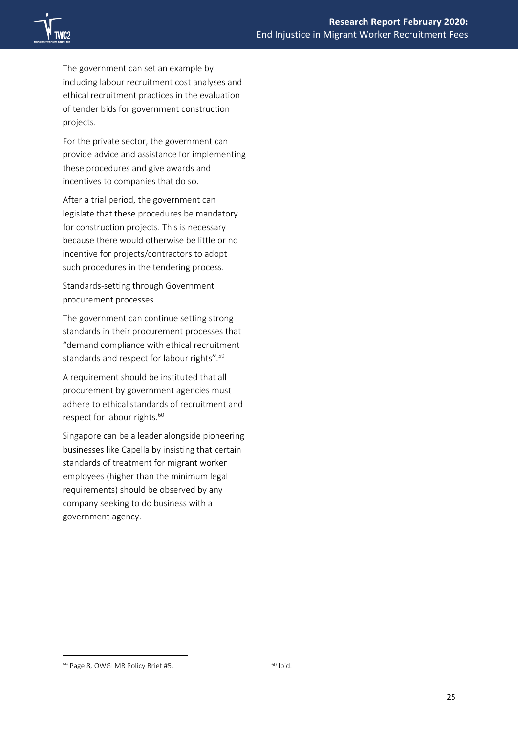The government can set an example by including labour recruitment cost analyses and ethical recruitment practices in the evaluation of tender bids for government construction projects.

For the private sector, the government can provide advice and assistance for implementing these procedures and give awards and incentives to companies that do so.

After a trial period, the government can legislate that these procedures be mandatory for construction projects. This is necessary because there would otherwise be little or no incentive for projects/contractors to adopt such procedures in the tendering process.

Standards-setting through Government procurement processes

The government can continue setting strong standards in their procurement processes that "demand compliance with ethical recruitment standards and respect for labour rights".[59]

A requirement should be instituted that all procurement by government agencies must adhere to ethical standards of recruitment and respect for labour rights.[60]

Singapore can be a leader alongside pioneering businesses like Capella by insisting that certain standards of treatment for migrant worker employees (higher than the minimum legal requirements) should be observed by any company seeking to do business with a government agency.

---

[59] Page 8, OWGLMR Policy Brief #5.

[60] Ibid.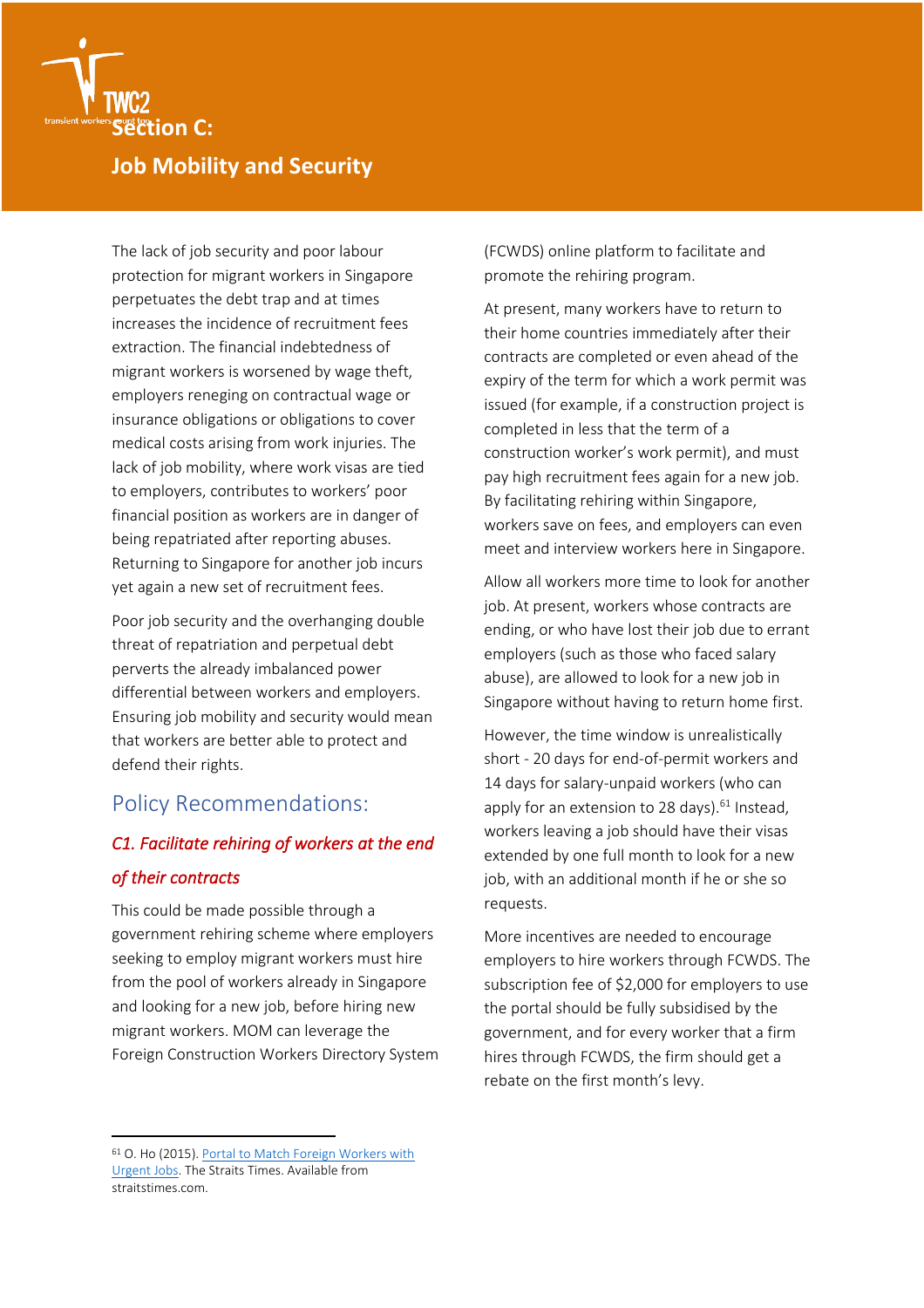# Section C:

# Job Mobility and Security

The lack of job security and poor labour protection for migrant workers in Singapore perpetuates the debt trap and at times increases the incidence of recruitment fees extraction. The financial indebtedness of migrant workers is worsened by wage theft, employers reneging on contractual wage or insurance obligations or obligations to cover medical costs arising from work injuries. The lack of job mobility, where work visas are tied to employers, contributes to workers' poor financial position as workers are in danger of being repatriated after reporting abuses. Returning to Singapore for another job incurs yet again a new set of recruitment fees.

Poor job security and the overhanging double threat of repatriation and perpetual debt perverts the already imbalanced power differential between workers and employers. Ensuring job mobility and security would mean that workers are better able to protect and defend their rights.

## Policy Recommendations:

### *C1. Facilitate rehiring of workers at the end of their contracts*

This could be made possible through a government rehiring scheme where employers seeking to employ migrant workers must hire from the pool of workers already in Singapore and looking for a new job, before hiring new migrant workers. MOM can leverage the Foreign Construction Workers Directory System (FCWDS) online platform to facilitate and promote the rehiring program.

At present, many workers have to return to their home countries immediately after their contracts are completed or even ahead of the expiry of the term for which a work permit was issued (for example, if a construction project is completed in less that the term of a construction worker's work permit), and must pay high recruitment fees again for a new job. By facilitating rehiring within Singapore, workers save on fees, and employers can even meet and interview workers here in Singapore.

Allow all workers more time to look for another job. At present, workers whose contracts are ending, or who have lost their job due to errant employers (such as those who faced salary abuse), are allowed to look for a new job in Singapore without having to return home first.

However, the time window is unrealistically short - 20 days for end-of-permit workers and 14 days for salary-unpaid workers (who can apply for an extension to 28 days).[61] Instead, workers leaving a job should have their visas extended by one full month to look for a new job, with an additional month if he or she so requests.

More incentives are needed to encourage employers to hire workers through FCWDS. The subscription fee of $2,000 for employers to use the portal should be fully subsidised by the government, and for every worker that a firm hires through FCWDS, the firm should get a rebate on the first month's levy.

---

[61] O. Ho (2015). Portal to Match Foreign Workers with Urgent Jobs. The Straits Times. Available from straitstimes.com.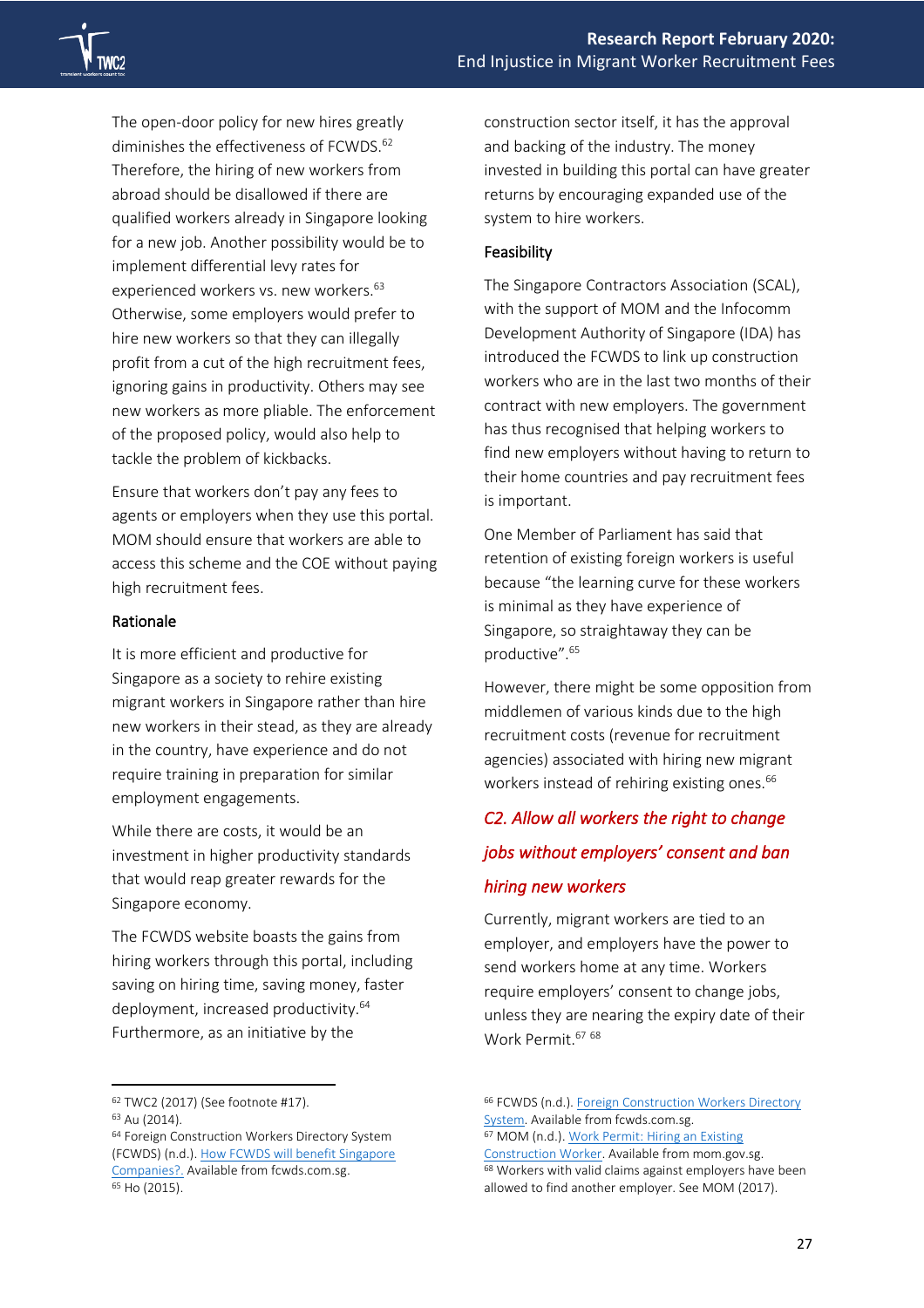The open-door policy for new hires greatly diminishes the effectiveness of FCWDS.[62] Therefore, the hiring of new workers from abroad should be disallowed if there are qualified workers already in Singapore looking for a new job. Another possibility would be to implement differential levy rates for experienced workers vs. new workers.[63] Otherwise, some employers would prefer to hire new workers so that they can illegally profit from a cut of the high recruitment fees, ignoring gains in productivity. Others may see new workers as more pliable. The enforcement of the proposed policy, would also help to tackle the problem of kickbacks.

Ensure that workers don't pay any fees to agents or employers when they use this portal. MOM should ensure that workers are able to access this scheme and the COE without paying high recruitment fees.

#### Rationale

It is more efficient and productive for Singapore as a society to rehire existing migrant workers in Singapore rather than hire new workers in their stead, as they are already in the country, have experience and do not require training in preparation for similar employment engagements.

While there are costs, it would be an investment in higher productivity standards that would reap greater rewards for the Singapore economy.

The FCWDS website boasts the gains from hiring workers through this portal, including saving on hiring time, saving money, faster deployment, increased productivity.[64] Furthermore, as an initiative by the construction sector itself, it has the approval and backing of the industry. The money invested in building this portal can have greater returns by encouraging expanded use of the system to hire workers.

#### Feasibility

The Singapore Contractors Association (SCAL), with the support of MOM and the Infocomm Development Authority of Singapore (IDA) has introduced the FCWDS to link up construction workers who are in the last two months of their contract with new employers. The government has thus recognised that helping workers to find new employers without having to return to their home countries and pay recruitment fees is important.

One Member of Parliament has said that retention of existing foreign workers is useful because "the learning curve for these workers is minimal as they have experience of Singapore, so straightaway they can be productive".[65]

However, there might be some opposition from middlemen of various kinds due to the high recruitment costs (revenue for recruitment agencies) associated with hiring new migrant workers instead of rehiring existing ones.[66]

### *C2. Allow all workers the right to change jobs without employers' consent and ban hiring new workers*

Currently, migrant workers are tied to an employer, and employers have the power to send workers home at any time. Workers require employers' consent to change jobs, unless they are nearing the expiry date of their Work Permit.[67] [68]

---

[62] TWC2 (2017) (See footnote #17).

[63] Au (2014).

[64] Foreign Construction Workers Directory System (FCWDS) (n.d.). How FCWDS will benefit Singapore Companies?. Available from fcwds.com.sg.

[65] Ho (2015).

[66] FCWDS (n.d.). Foreign Construction Workers Directory System. Available from fcwds.com.sg.

[67] MOM (n.d.). Work Permit: Hiring an Existing Construction Worker. Available from mom.gov.sg.

[68] Workers with valid claims against employers have been allowed to find another employer. See MOM (2017).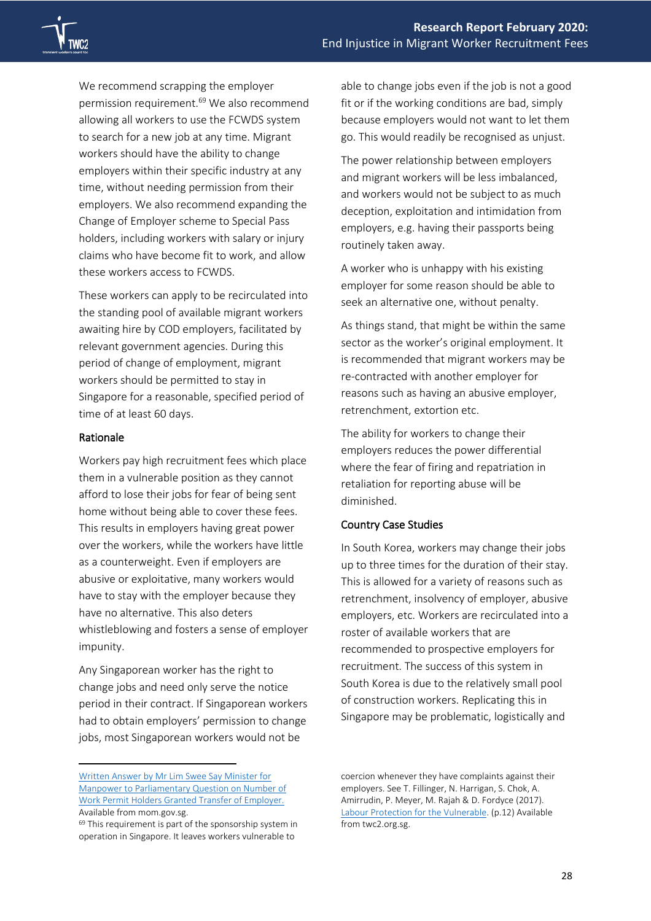We recommend scrapping the employer permission requirement.[69] We also recommend allowing all workers to use the FCWDS system to search for a new job at any time. Migrant workers should have the ability to change employers within their specific industry at any time, without needing permission from their employers. We also recommend expanding the Change of Employer scheme to Special Pass holders, including workers with salary or injury claims who have become fit to work, and allow these workers access to FCWDS.

These workers can apply to be recirculated into the standing pool of available migrant workers awaiting hire by COD employers, facilitated by relevant government agencies. During this period of change of employment, migrant workers should be permitted to stay in Singapore for a reasonable, specified period of time of at least 60 days.

### Rationale

Workers pay high recruitment fees which place them in a vulnerable position as they cannot afford to lose their jobs for fear of being sent home without being able to cover these fees. This results in employers having great power over the workers, while the workers have little as a counterweight. Even if employers are abusive or exploitative, many workers would have to stay with the employer because they have no alternative. This also deters whistleblowing and fosters a sense of employer impunity.

Any Singaporean worker has the right to change jobs and need only serve the notice period in their contract. If Singaporean workers had to obtain employers' permission to change jobs, most Singaporean workers would not be able to change jobs even if the job is not a good fit or if the working conditions are bad, simply because employers would not want to let them go. This would readily be recognised as unjust.

The power relationship between employers and migrant workers will be less imbalanced, and workers would not be subject to as much deception, exploitation and intimidation from employers, e.g. having their passports being routinely taken away.

A worker who is unhappy with his existing employer for some reason should be able to seek an alternative one, without penalty.

As things stand, that might be within the same sector as the worker's original employment. It is recommended that migrant workers may be re-contracted with another employer for reasons such as having an abusive employer, retrenchment, extortion etc.

The ability for workers to change their employers reduces the power differential where the fear of firing and repatriation in retaliation for reporting abuse will be diminished.

### Country Case Studies

In South Korea, workers may change their jobs up to three times for the duration of their stay. This is allowed for a variety of reasons such as retrenchment, insolvency of employer, abusive employers, etc. Workers are recirculated into a roster of available workers that are recommended to prospective employers for recruitment. The success of this system in South Korea is due to the relatively small pool of construction workers. Replicating this in Singapore may be problematic, logistically and

---

Written Answer by Mr Lim Swee Say Minister for Manpower to Parliamentary Question on Number of Work Permit Holders Granted Transfer of Employer. Available from mom.gov.sg.

[69] This requirement is part of the sponsorship system in operation in Singapore. It leaves workers vulnerable to coercion whenever they have complaints against their employers. See T. Fillinger, N. Harrigan, S. Chok, A. Amirrudin, P. Meyer, M. Rajah & D. Fordyce (2017). Labour Protection for the Vulnerable. (p.12) Available from twc2.org.sg.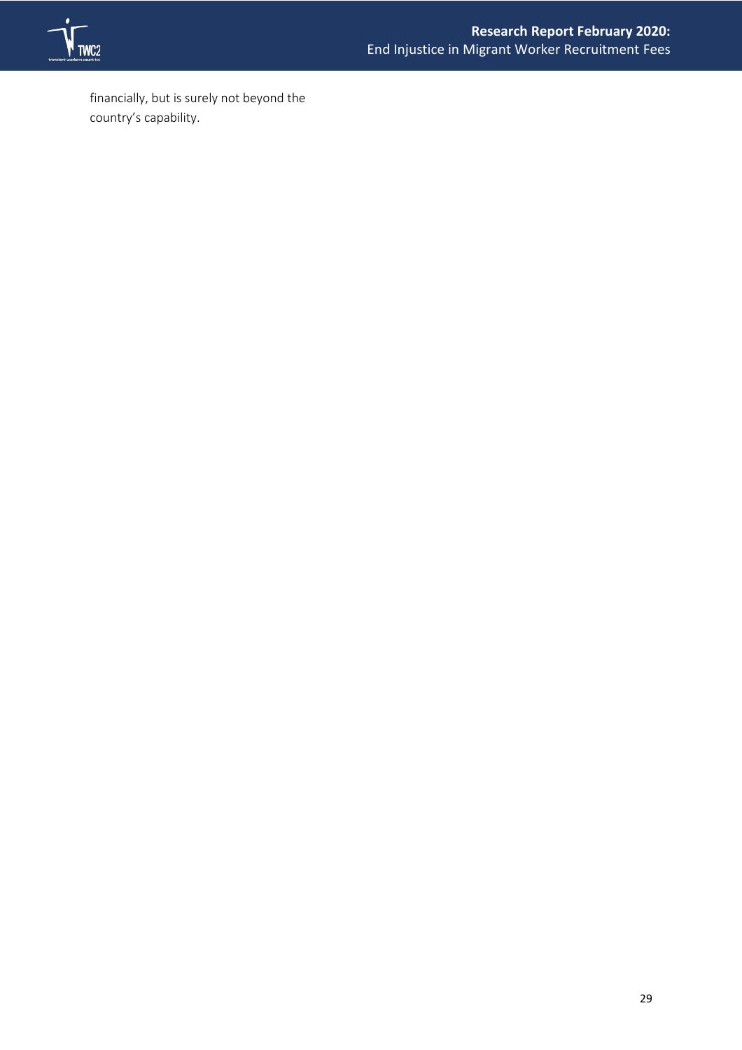financially, but is surely not beyond the country's capability.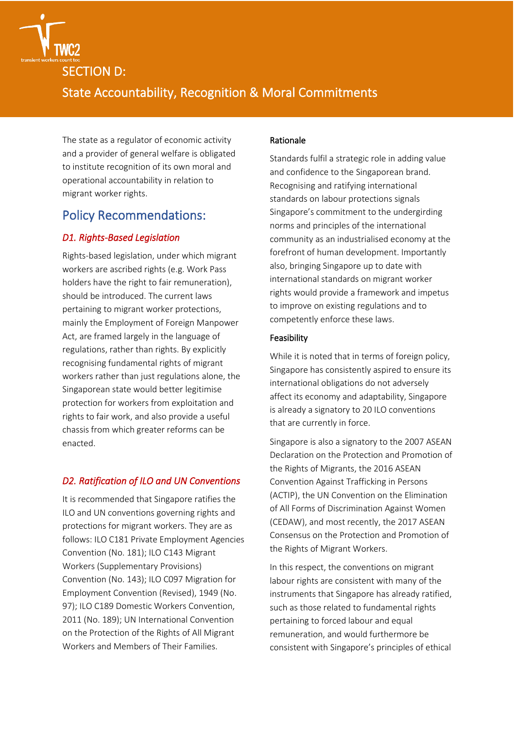# SECTION D:

# State Accountability, Recognition & Moral Commitments

The state as a regulator of economic activity and a provider of general welfare is obligated to institute recognition of its own moral and operational accountability in relation to migrant worker rights.

## Policy Recommendations:

### *D1. Rights-Based Legislation*

Rights-based legislation, under which migrant workers are ascribed rights (e.g. Work Pass holders have the right to fair remuneration), should be introduced. The current laws pertaining to migrant worker protections, mainly the Employment of Foreign Manpower Act, are framed largely in the language of regulations, rather than rights. By explicitly recognising fundamental rights of migrant workers rather than just regulations alone, the Singaporean state would better legitimise protection for workers from exploitation and rights to fair work, and also provide a useful chassis from which greater reforms can be enacted.

### *D2. Ratification of ILO and UN Conventions*

It is recommended that Singapore ratifies the ILO and UN conventions governing rights and protections for migrant workers. They are as follows: ILO C181 Private Employment Agencies Convention (No. 181); ILO C143 Migrant Workers (Supplementary Provisions) Convention (No. 143); ILO C097 Migration for Employment Convention (Revised), 1949 (No. 97); ILO C189 Domestic Workers Convention, 2011 (No. 189); UN International Convention on the Protection of the Rights of All Migrant Workers and Members of Their Families.

#### Rationale

Standards fulfil a strategic role in adding value and confidence to the Singaporean brand. Recognising and ratifying international standards on labour protections signals Singapore's commitment to the undergirding norms and principles of the international community as an industrialised economy at the forefront of human development. Importantly also, bringing Singapore up to date with international standards on migrant worker rights would provide a framework and impetus to improve on existing regulations and to competently enforce these laws.

#### Feasibility

While it is noted that in terms of foreign policy, Singapore has consistently aspired to ensure its international obligations do not adversely affect its economy and adaptability, Singapore is already a signatory to 20 ILO conventions that are currently in force.

Singapore is also a signatory to the 2007 ASEAN Declaration on the Protection and Promotion of the Rights of Migrants, the 2016 ASEAN Convention Against Trafficking in Persons (ACTIP), the UN Convention on the Elimination of All Forms of Discrimination Against Women (CEDAW), and most recently, the 2017 ASEAN Consensus on the Protection and Promotion of the Rights of Migrant Workers.

In this respect, the conventions on migrant labour rights are consistent with many of the instruments that Singapore has already ratified, such as those related to fundamental rights pertaining to forced labour and equal remuneration, and would furthermore be consistent with Singapore's principles of ethical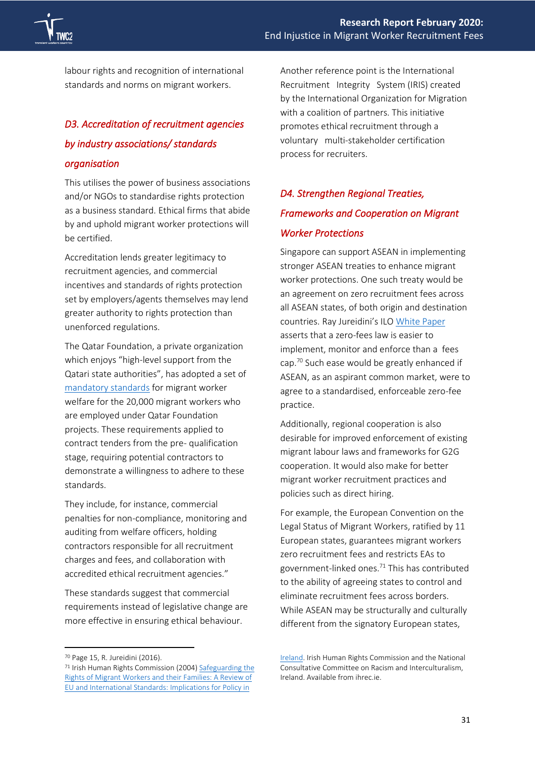labour rights and recognition of international standards and norms on migrant workers.

### *D3. Accreditation of recruitment agencies by industry associations/ standards organisation*

This utilises the power of business associations and/or NGOs to standardise rights protection as a business standard. Ethical firms that abide by and uphold migrant worker protections will be certified.

Accreditation lends greater legitimacy to recruitment agencies, and commercial incentives and standards of rights protection set by employers/agents themselves may lend greater authority to rights protection than unenforced regulations.

The Qatar Foundation, a private organization which enjoys "high-level support from the Qatari state authorities", has adopted a set of mandatory standards for migrant worker welfare for the 20,000 migrant workers who are employed under Qatar Foundation projects. These requirements applied to contract tenders from the pre- qualification stage, requiring potential contractors to demonstrate a willingness to adhere to these standards.

They include, for instance, commercial penalties for non-compliance, monitoring and auditing from welfare officers, holding contractors responsible for all recruitment charges and fees, and collaboration with accredited ethical recruitment agencies."

These standards suggest that commercial requirements instead of legislative change are more effective in ensuring ethical behaviour.

Another reference point is the International Recruitment Integrity System (IRIS) created by the International Organization for Migration with a coalition of partners. This initiative promotes ethical recruitment through a voluntary multi-stakeholder certification process for recruiters.

### *D4. Strengthen Regional Treaties, Frameworks and Cooperation on Migrant Worker Protections*

Singapore can support ASEAN in implementing stronger ASEAN treaties to enhance migrant worker protections. One such treaty would be an agreement on zero recruitment fees across all ASEAN states, of both origin and destination countries. Ray Jureidini's ILO White Paper asserts that a zero-fees law is easier to implement, monitor and enforce than a fees cap.[70] Such ease would be greatly enhanced if ASEAN, as an aspirant common market, were to agree to a standardised, enforceable zero-fee practice.

Additionally, regional cooperation is also desirable for improved enforcement of existing migrant labour laws and frameworks for G2G cooperation. It would also make for better migrant worker recruitment practices and policies such as direct hiring.

For example, the European Convention on the Legal Status of Migrant Workers, ratified by 11 European states, guarantees migrant workers zero recruitment fees and restricts EAs to government-linked ones.[71] This has contributed to the ability of agreeing states to control and eliminate recruitment fees across borders. While ASEAN may be structurally and culturally different from the signatory European states,

---

[70] Page 15, R. Jureidini (2016).

[71] Irish Human Rights Commission (2004) Safeguarding the Rights of Migrant Workers and their Families: A Review of EU and International Standards: Implications for Policy in Ireland. Irish Human Rights Commission and the National Consultative Committee on Racism and Interculturalism, Ireland. Available from ihrec.ie.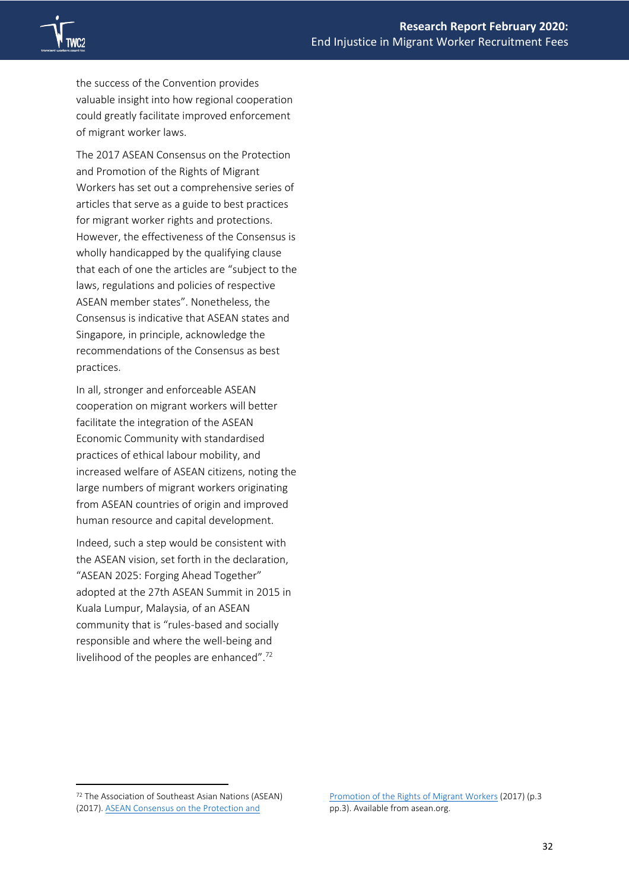the success of the Convention provides valuable insight into how regional cooperation could greatly facilitate improved enforcement of migrant worker laws.

The 2017 ASEAN Consensus on the Protection and Promotion of the Rights of Migrant Workers has set out a comprehensive series of articles that serve as a guide to best practices for migrant worker rights and protections. However, the effectiveness of the Consensus is wholly handicapped by the qualifying clause that each of one the articles are "subject to the laws, regulations and policies of respective ASEAN member states". Nonetheless, the Consensus is indicative that ASEAN states and Singapore, in principle, acknowledge the recommendations of the Consensus as best practices.

In all, stronger and enforceable ASEAN cooperation on migrant workers will better facilitate the integration of the ASEAN Economic Community with standardised practices of ethical labour mobility, and increased welfare of ASEAN citizens, noting the large numbers of migrant workers originating from ASEAN countries of origin and improved human resource and capital development.

Indeed, such a step would be consistent with the ASEAN vision, set forth in the declaration, "ASEAN 2025: Forging Ahead Together" adopted at the 27th ASEAN Summit in 2015 in Kuala Lumpur, Malaysia, of an ASEAN community that is "rules-based and socially responsible and where the well-being and livelihood of the peoples are enhanced".[72]

---

[72] The Association of Southeast Asian Nations (ASEAN) (2017). ASEAN Consensus on the Protection and Promotion of the Rights of Migrant Workers (2017) (p.3 pp.3). Available from asean.org.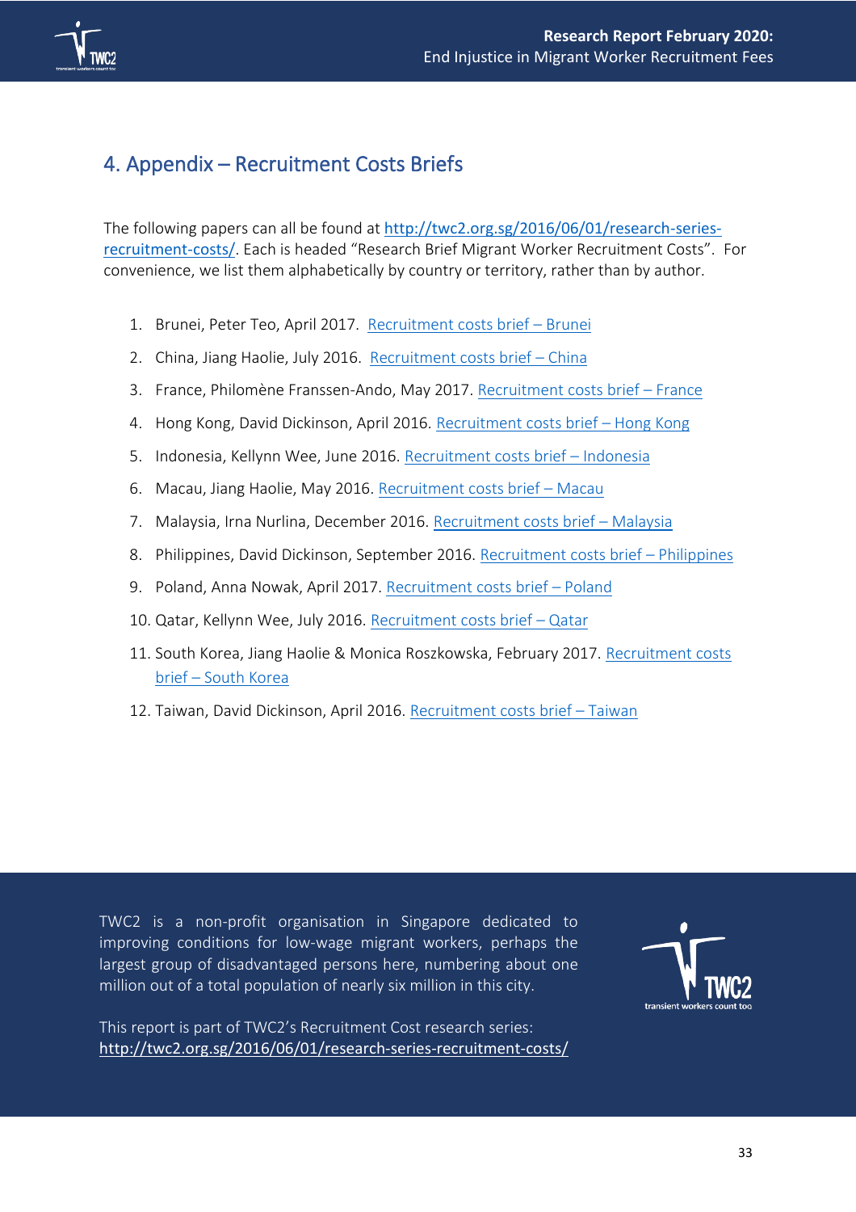## 4. Appendix – Recruitment Costs Briefs

The following papers can all be found at http://twc2.org.sg/2016/06/01/research-series-recruitment-costs/. Each is headed "Research Brief Migrant Worker Recruitment Costs". For convenience, we list them alphabetically by country or territory, rather than by author.

1. Brunei, Peter Teo, April 2017. Recruitment costs brief – Brunei
2. China, Jiang Haolie, July 2016. Recruitment costs brief – China
3. France, Philomène Franssen-Ando, May 2017. Recruitment costs brief – France
4. Hong Kong, David Dickinson, April 2016. Recruitment costs brief – Hong Kong
5. Indonesia, Kellynn Wee, June 2016. Recruitment costs brief – Indonesia
6. Macau, Jiang Haolie, May 2016. Recruitment costs brief – Macau
7. Malaysia, Irna Nurlina, December 2016. Recruitment costs brief – Malaysia
8. Philippines, David Dickinson, September 2016. Recruitment costs brief – Philippines
9. Poland, Anna Nowak, April 2017. Recruitment costs brief – Poland
10. Qatar, Kellynn Wee, July 2016. Recruitment costs brief – Qatar
11. South Korea, Jiang Haolie & Monica Roszkowska, February 2017. Recruitment costs brief – South Korea
12. Taiwan, David Dickinson, April 2016. Recruitment costs brief – Taiwan

TWC2 is a non-profit organisation in Singapore dedicated to improving conditions for low-wage migrant workers, perhaps the largest group of disadvantaged persons here, numbering about one million out of a total population of nearly six million in this city.

This report is part of TWC2's Recruitment Cost research series: http://twc2.org.sg/2016/06/01/research-series-recruitment-costs/

TWC2
transient workers count too